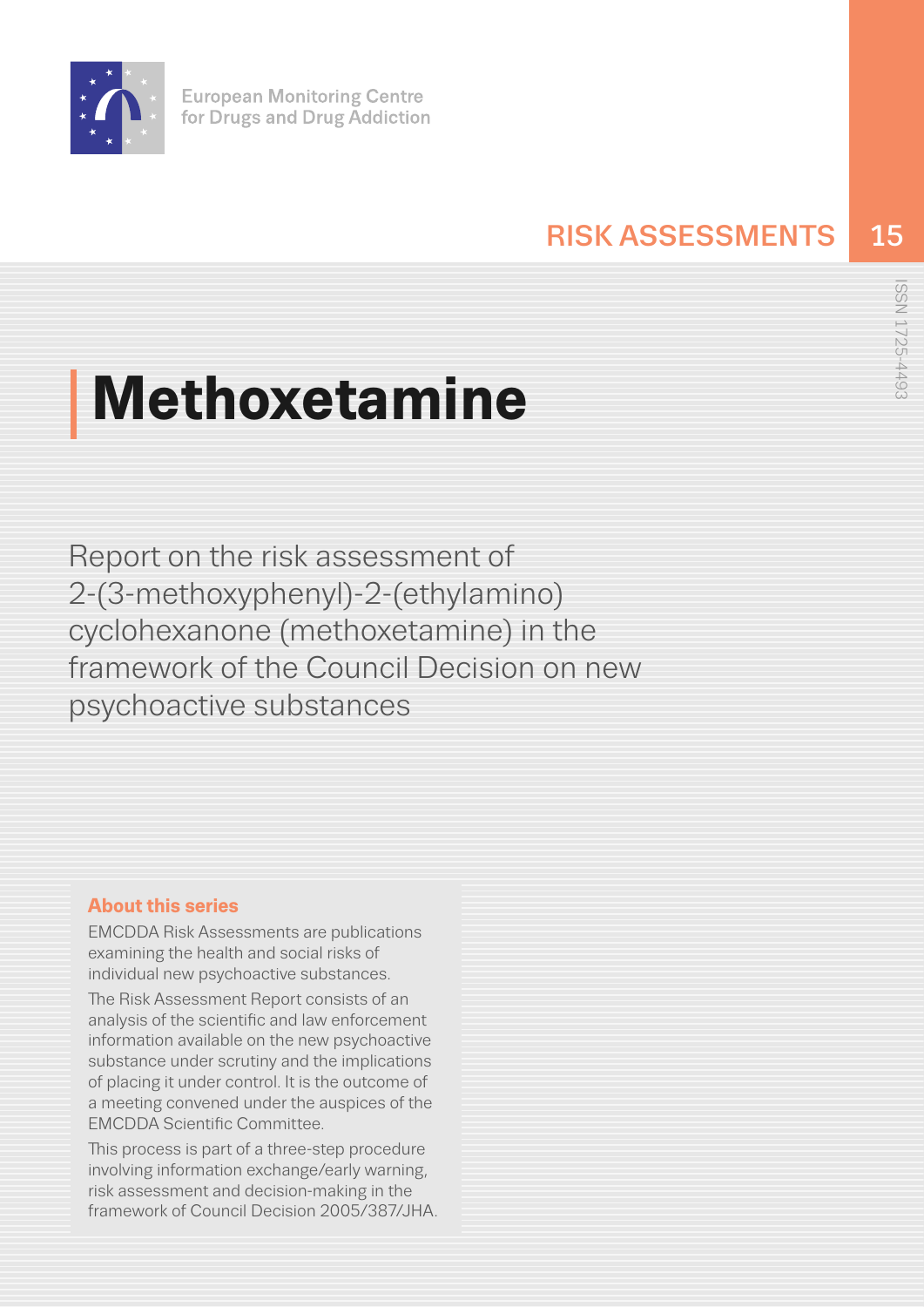European Monitoring Centre
for Drugs and Drug Addiction

RISK ASSESSMENTS 15

ISSN 1725-4493

# Methoxetamine

Report on the risk assessment of 2-(3-methoxyphenyl)-2-(ethylamino) cyclohexanone (methoxetamine) in the framework of the Council Decision on new psychoactive substances

**About this series**

EMCDDA Risk Assessments are publications examining the health and social risks of individual new psychoactive substances.

The Risk Assessment Report consists of an analysis of the scientific and law enforcement information available on the new psychoactive substance under scrutiny and the implications of placing it under control. It is the outcome of a meeting convened under the auspices of the EMCDDA Scientific Committee.

This process is part of a three-step procedure involving information exchange/early warning, risk assessment and decision-making in the framework of Council Decision 2005/387/JHA.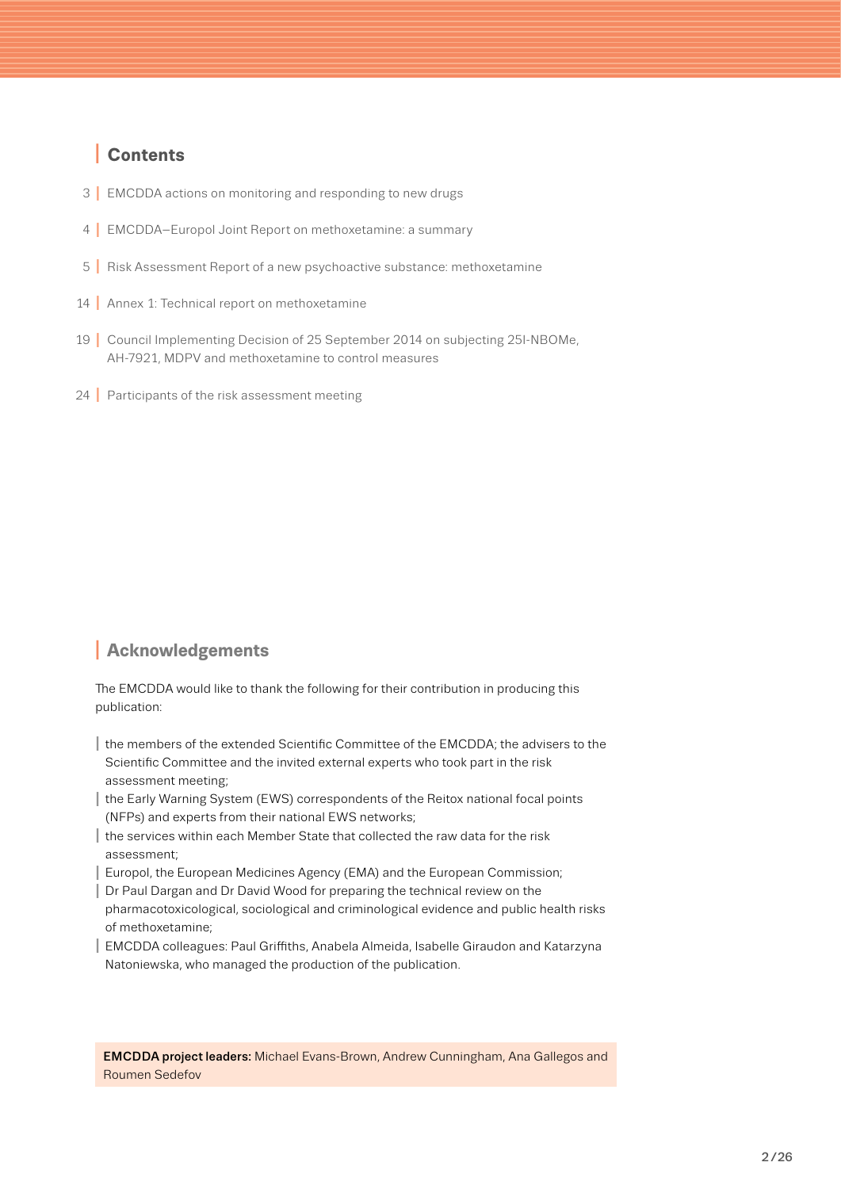## Contents

- 3 | EMCDDA actions on monitoring and responding to new drugs
- 4 | EMCDDA–Europol Joint Report on methoxetamine: a summary
- 5 | Risk Assessment Report of a new psychoactive substance: methoxetamine
- 14 | Annex 1: Technical report on methoxetamine
- 19 | Council Implementing Decision of 25 September 2014 on subjecting 25I-NBOMe, AH-7921, MDPV and methoxetamine to control measures
- 24 | Participants of the risk assessment meeting

## Acknowledgements

The EMCDDA would like to thank the following for their contribution in producing this publication:

- the members of the extended Scientific Committee of the EMCDDA; the advisers to the Scientific Committee and the invited external experts who took part in the risk assessment meeting;
- the Early Warning System (EWS) correspondents of the Reitox national focal points (NFPs) and experts from their national EWS networks;
- the services within each Member State that collected the raw data for the risk assessment;
- Europol, the European Medicines Agency (EMA) and the European Commission;
- Dr Paul Dargan and Dr David Wood for preparing the technical review on the pharmacotoxicological, sociological and criminological evidence and public health risks of methoxetamine;
- EMCDDA colleagues: Paul Griffiths, Anabela Almeida, Isabelle Giraudon and Katarzyna Natoniewska, who managed the production of the publication.

**EMCDDA project leaders:** Michael Evans-Brown, Andrew Cunningham, Ana Gallegos and Roumen Sedefov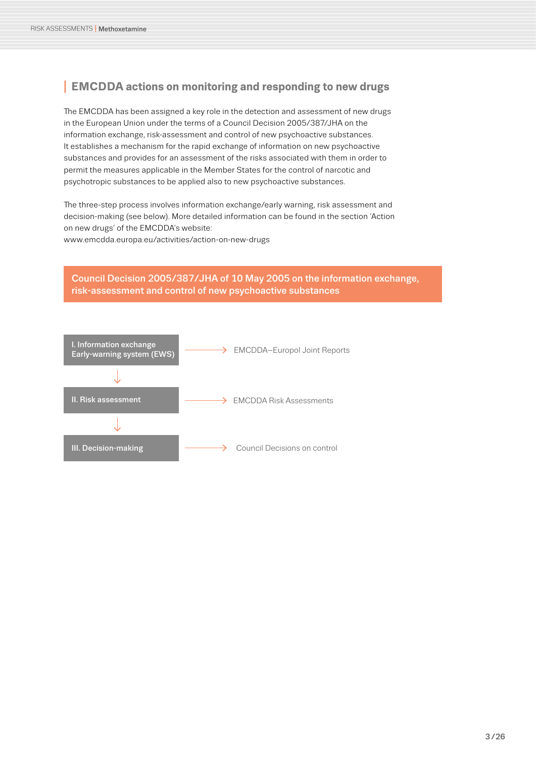## EMCDDA actions on monitoring and responding to new drugs

The EMCDDA has been assigned a key role in the detection and assessment of new drugs in the European Union under the terms of a Council Decision 2005/387/JHA on the information exchange, risk-assessment and control of new psychoactive substances. It establishes a mechanism for the rapid exchange of information on new psychoactive substances and provides for an assessment of the risks associated with them in order to permit the measures applicable in the Member States for the control of narcotic and psychotropic substances to be applied also to new psychoactive substances.

The three-step process involves information exchange/early warning, risk assessment and decision-making (see below). More detailed information can be found in the section 'Action on new drugs' of the EMCDDA's website:
www.emcdda.europa.eu/activities/action-on-new-drugs

**Council Decision 2005/387/JHA of 10 May 2005 on the information exchange, risk-assessment and control of new psychoactive substances**

- **I. Information exchange Early-warning system (EWS)** → EMCDDA–Europol Joint Reports
- **II. Risk assessment** → EMCDDA Risk Assessments
- **III. Decision-making** → Council Decisions on control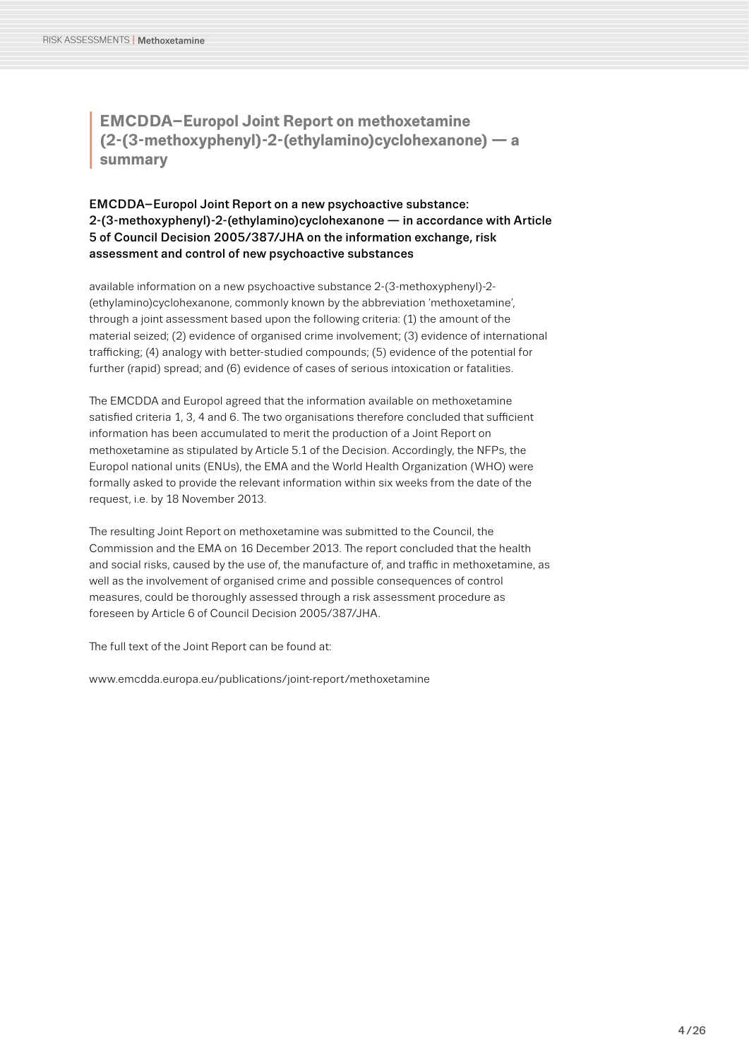# EMCDDA–Europol Joint Report on methoxetamine (2-(3-methoxyphenyl)-2-(ethylamino)cyclohexanone) — a summary

**EMCDDA–Europol Joint Report on a new psychoactive substance: 2-(3-methoxyphenyl)-2-(ethylamino)cyclohexanone — in accordance with Article 5 of Council Decision 2005/387/JHA on the information exchange, risk assessment and control of new psychoactive substances**

available information on a new psychoactive substance 2-(3-methoxyphenyl)-2-(ethylamino)cyclohexanone, commonly known by the abbreviation 'methoxetamine', through a joint assessment based upon the following criteria: (1) the amount of the material seized; (2) evidence of organised crime involvement; (3) evidence of international trafficking; (4) analogy with better-studied compounds; (5) evidence of the potential for further (rapid) spread; and (6) evidence of cases of serious intoxication or fatalities.

The EMCDDA and Europol agreed that the information available on methoxetamine satisfied criteria 1, 3, 4 and 6. The two organisations therefore concluded that sufficient information has been accumulated to merit the production of a Joint Report on methoxetamine as stipulated by Article 5.1 of the Decision. Accordingly, the NFPs, the Europol national units (ENUs), the EMA and the World Health Organization (WHO) were formally asked to provide the relevant information within six weeks from the date of the request, i.e. by 18 November 2013.

The resulting Joint Report on methoxetamine was submitted to the Council, the Commission and the EMA on 16 December 2013. The report concluded that the health and social risks, caused by the use of, the manufacture of, and traffic in methoxetamine, as well as the involvement of organised crime and possible consequences of control measures, could be thoroughly assessed through a risk assessment procedure as foreseen by Article 6 of Council Decision 2005/387/JHA.

The full text of the Joint Report can be found at:

www.emcdda.europa.eu/publications/joint-report/methoxetamine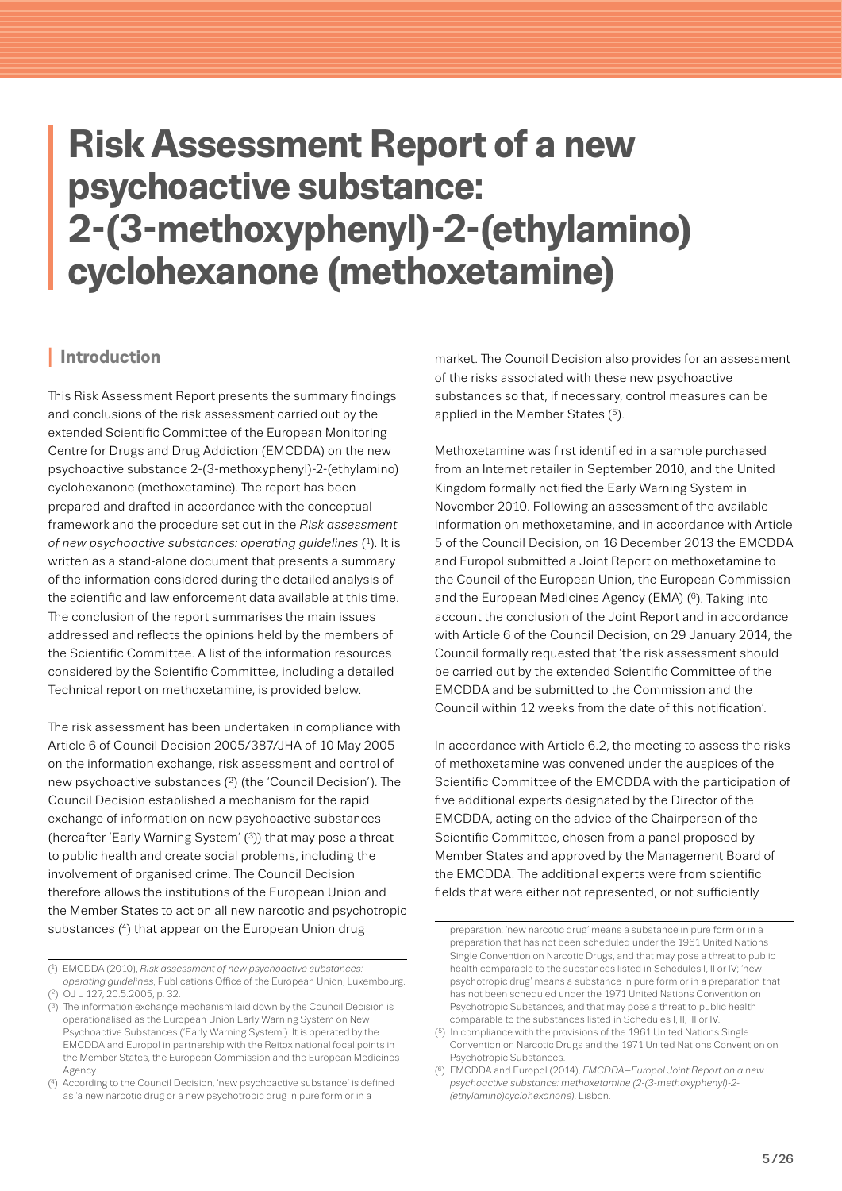# Risk Assessment Report of a new psychoactive substance: 2-(3-methoxyphenyl)-2-(ethylamino) cyclohexanone (methoxetamine)

## Introduction

This Risk Assessment Report presents the summary findings and conclusions of the risk assessment carried out by the extended Scientific Committee of the European Monitoring Centre for Drugs and Drug Addiction (EMCDDA) on the new psychoactive substance 2-(3-methoxyphenyl)-2-(ethylamino) cyclohexanone (methoxetamine). The report has been prepared and drafted in accordance with the conceptual framework and the procedure set out in the *Risk assessment of new psychoactive substances: operating guidelines* (1). It is written as a stand-alone document that presents a summary of the information considered during the detailed analysis of the scientific and law enforcement data available at this time. The conclusion of the report summarises the main issues addressed and reflects the opinions held by the members of the Scientific Committee. A list of the information resources considered by the Scientific Committee, including a detailed Technical report on methoxetamine, is provided below.

The risk assessment has been undertaken in compliance with Article 6 of Council Decision 2005/387/JHA of 10 May 2005 on the information exchange, risk assessment and control of new psychoactive substances (2) (the 'Council Decision'). The Council Decision established a mechanism for the rapid exchange of information on new psychoactive substances (hereafter 'Early Warning System' (3)) that may pose a threat to public health and create social problems, including the involvement of organised crime. The Council Decision therefore allows the institutions of the European Union and the Member States to act on all new narcotic and psychotropic substances (4) that appear on the European Union drug market. The Council Decision also provides for an assessment of the risks associated with these new psychoactive substances so that, if necessary, control measures can be applied in the Member States (5).

Methoxetamine was first identified in a sample purchased from an Internet retailer in September 2010, and the United Kingdom formally notified the Early Warning System in November 2010. Following an assessment of the available information on methoxetamine, and in accordance with Article 5 of the Council Decision, on 16 December 2013 the EMCDDA and Europol submitted a Joint Report on methoxetamine to the Council of the European Union, the European Commission and the European Medicines Agency (EMA) (6). Taking into account the conclusion of the Joint Report and in accordance with Article 6 of the Council Decision, on 29 January 2014, the Council formally requested that 'the risk assessment should be carried out by the extended Scientific Committee of the EMCDDA and be submitted to the Commission and the Council within 12 weeks from the date of this notification'.

In accordance with Article 6.2, the meeting to assess the risks of methoxetamine was convened under the auspices of the Scientific Committee of the EMCDDA with the participation of five additional experts designated by the Director of the EMCDDA, acting on the advice of the Chairperson of the Scientific Committee, chosen from a panel proposed by Member States and approved by the Management Board of the EMCDDA. The additional experts were from scientific fields that were either not represented, or not sufficiently

---

(1) EMCDDA (2010), *Risk assessment of new psychoactive substances: operating guidelines*, Publications Office of the European Union, Luxembourg.

(2) OJ L 127, 20.5.2005, p. 32.

(3) The information exchange mechanism laid down by the Council Decision is operationalised as the European Union Early Warning System on New Psychoactive Substances ('Early Warning System'). It is operated by the EMCDDA and Europol in partnership with the Reitox national focal points in the Member States, the European Commission and the European Medicines Agency.

(4) According to the Council Decision, 'new psychoactive substance' is defined as 'a new narcotic drug or a new psychotropic drug in pure form or in a preparation; 'new narcotic drug' means a substance in pure form or in a preparation that has not been scheduled under the 1961 United Nations Single Convention on Narcotic Drugs, and that may pose a threat to public health comparable to the substances listed in Schedules I, II or IV; 'new psychotropic drug' means a substance in pure form or in a preparation that has not been scheduled under the 1971 United Nations Convention on Psychotropic Substances, and that may pose a threat to public health comparable to the substances listed in Schedules I, II, III or IV.

(5) In compliance with the provisions of the 1961 United Nations Single Convention on Narcotic Drugs and the 1971 United Nations Convention on Psychotropic Substances.

(6) EMCDDA and Europol (2014), *EMCDDA–Europol Joint Report on a new psychoactive substance: methoxetamine (2-(3-methoxyphenyl)-2-(ethylamino)cyclohexanone)*, Lisbon.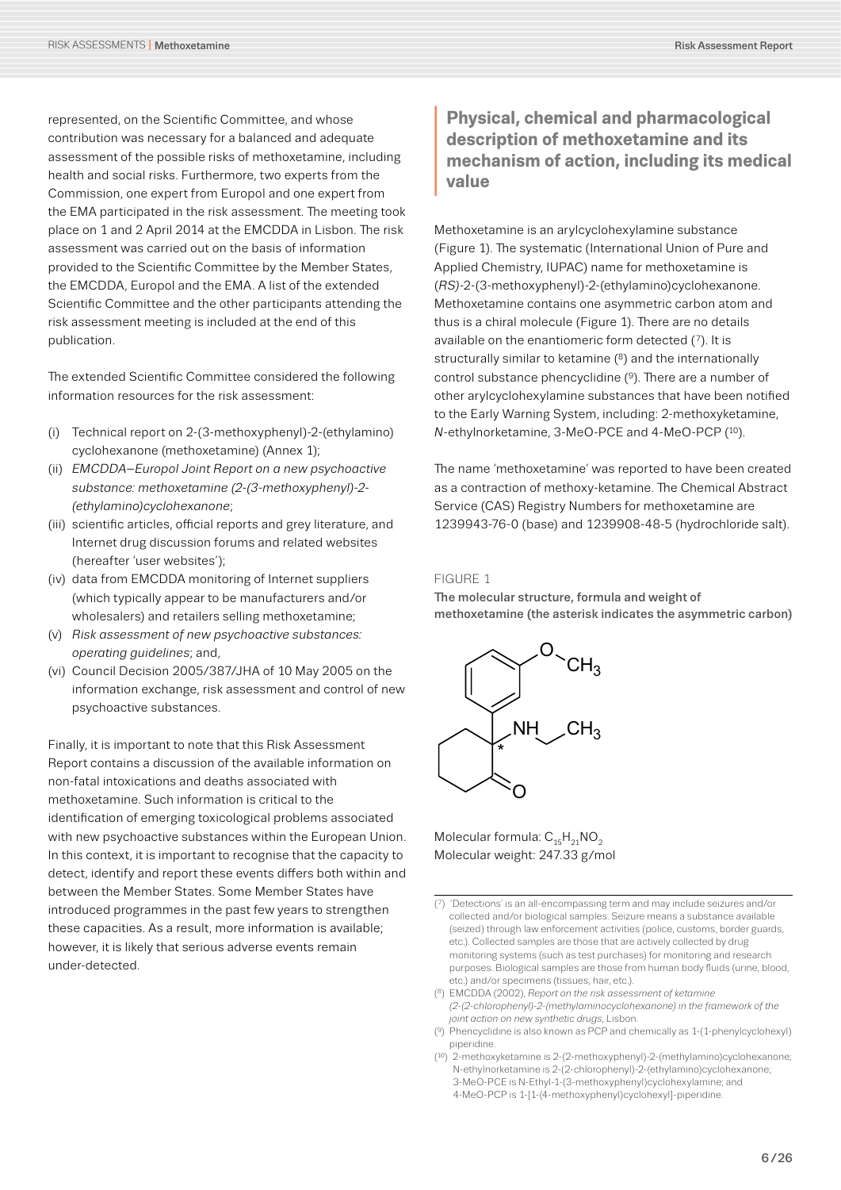represented, on the Scientific Committee, and whose contribution was necessary for a balanced and adequate assessment of the possible risks of methoxetamine, including health and social risks. Furthermore, two experts from the Commission, one expert from Europol and one expert from the EMA participated in the risk assessment. The meeting took place on 1 and 2 April 2014 at the EMCDDA in Lisbon. The risk assessment was carried out on the basis of information provided to the Scientific Committee by the Member States, the EMCDDA, Europol and the EMA. A list of the extended Scientific Committee and the other participants attending the risk assessment meeting is included at the end of this publication.

The extended Scientific Committee considered the following information resources for the risk assessment:

(i) Technical report on 2-(3-methoxyphenyl)-2-(ethylamino) cyclohexanone (methoxetamine) (Annex 1);
(ii) *EMCDDA–Europol Joint Report on a new psychoactive substance: methoxetamine (2-(3-methoxyphenyl)-2-(ethylamino)cyclohexanone*;
(iii) scientific articles, official reports and grey literature, and Internet drug discussion forums and related websites (hereafter 'user websites');
(iv) data from EMCDDA monitoring of Internet suppliers (which typically appear to be manufacturers and/or wholesalers) and retailers selling methoxetamine;
(v) *Risk assessment of new psychoactive substances: operating guidelines*; and,
(vi) Council Decision 2005/387/JHA of 10 May 2005 on the information exchange, risk assessment and control of new psychoactive substances.

Finally, it is important to note that this Risk Assessment Report contains a discussion of the available information on non-fatal intoxications and deaths associated with methoxetamine. Such information is critical to the identification of emerging toxicological problems associated with new psychoactive substances within the European Union. In this context, it is important to recognise that the capacity to detect, identify and report these events differs both within and between the Member States. Some Member States have introduced programmes in the past few years to strengthen these capacities. As a result, more information is available; however, it is likely that serious adverse events remain under-detected.

## Physical, chemical and pharmacological description of methoxetamine and its mechanism of action, including its medical value

Methoxetamine is an arylcyclohexylamine substance (Figure 1). The systematic (International Union of Pure and Applied Chemistry, IUPAC) name for methoxetamine is (*RS*)-2-(3-methoxyphenyl)-2-(ethylamino)cyclohexanone. Methoxetamine contains one asymmetric carbon atom and thus is a chiral molecule (Figure 1). There are no details available on the enantiomeric form detected [7]. It is structurally similar to ketamine [8] and the internationally control substance phencyclidine [9]. There are a number of other arylcyclohexylamine substances that have been notified to the Early Warning System, including: 2-methoxyketamine, *N*-ethylnorketamine, 3-MeO-PCE and 4-MeO-PCP [10].

The name 'methoxetamine' was reported to have been created as a contraction of methoxy-ketamine. The Chemical Abstract Service (CAS) Registry Numbers for methoxetamine are 1239943-76-0 (base) and 1239908-48-5 (hydrochloride salt).

FIGURE 1

**The molecular structure, formula and weight of methoxetamine (the asterisk indicates the asymmetric carbon)**

Molecular formula: $C_{15}H_{21}NO_2$
Molecular weight: 247.33 g/mol

---

[7] 'Detections' is an all-encompassing term and may include seizures and/or collected and/or biological samples. Seizure means a substance available (seized) through law enforcement activities (police, customs, border guards, etc.). Collected samples are those that are actively collected by drug monitoring systems (such as test purchases) for monitoring and research purposes. Biological samples are those from human body fluids (urine, blood, etc.) and/or specimens (tissues, hair, etc.).

[8] EMCDDA (2002), *Report on the risk assessment of ketamine (2-(2-chlorophenyl)-2-(methylaminocyclohexanone) in the framework of the joint action on new synthetic drugs*, Lisbon.

[9] Phencyclidine is also known as PCP and chemically as 1-(1-phenylcyclohexyl) piperidine.

[10] 2-methoxyketamine is 2-(2-methoxyphenyl)-2-(methylamino)cyclohexanone; N-ethylnorketamine is 2-(2-chlorophenyl)-2-(ethylamino)cyclohexanone; 3-MeO-PCE is N-Ethyl-1-(3-methoxyphenyl)cyclohexylamine; and 4-MeO-PCP is 1-[1-(4-methoxyphenyl)cyclohexyl]-piperidine.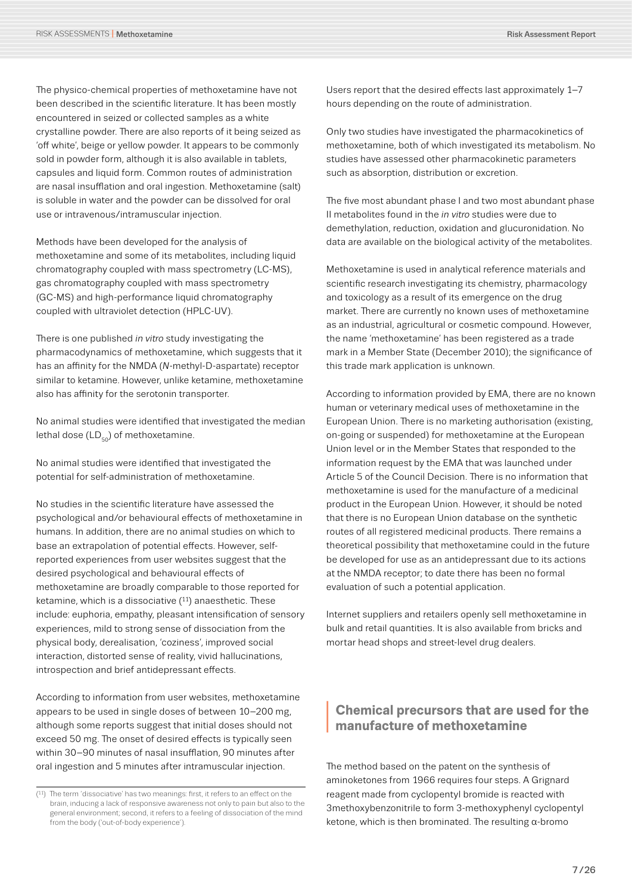The physico-chemical properties of methoxetamine have not been described in the scientific literature. It has been mostly encountered in seized or collected samples as a white crystalline powder. There are also reports of it being seized as 'off white', beige or yellow powder. It appears to be commonly sold in powder form, although it is also available in tablets, capsules and liquid form. Common routes of administration are nasal insufflation and oral ingestion. Methoxetamine (salt) is soluble in water and the powder can be dissolved for oral use or intravenous/intramuscular injection.

Methods have been developed for the analysis of methoxetamine and some of its metabolites, including liquid chromatography coupled with mass spectrometry (LC-MS), gas chromatography coupled with mass spectrometry (GC-MS) and high-performance liquid chromatography coupled with ultraviolet detection (HPLC-UV).

There is one published *in vitro* study investigating the pharmacodynamics of methoxetamine, which suggests that it has an affinity for the NMDA (*N*-methyl-D-aspartate) receptor similar to ketamine. However, unlike ketamine, methoxetamine also has affinity for the serotonin transporter.

No animal studies were identified that investigated the median lethal dose ($LD_{50}$) of methoxetamine.

No animal studies were identified that investigated the potential for self-administration of methoxetamine.

No studies in the scientific literature have assessed the psychological and/or behavioural effects of methoxetamine in humans. In addition, there are no animal studies on which to base an extrapolation of potential effects. However, self-reported experiences from user websites suggest that the desired psychological and behavioural effects of methoxetamine are broadly comparable to those reported for ketamine, which is a dissociative ([11]) anaesthetic. These include: euphoria, empathy, pleasant intensification of sensory experiences, mild to strong sense of dissociation from the physical body, derealisation, 'coziness', improved social interaction, distorted sense of reality, vivid hallucinations, introspection and brief antidepressant effects.

According to information from user websites, methoxetamine appears to be used in single doses of between 10–200 mg, although some reports suggest that initial doses should not exceed 50 mg. The onset of desired effects is typically seen within 30–90 minutes of nasal insufflation, 90 minutes after oral ingestion and 5 minutes after intramuscular injection.

([11]) The term 'dissociative' has two meanings: first, it refers to an effect on the brain, inducing a lack of responsive awareness not only to pain but also to the general environment; second, it refers to a feeling of dissociation of the mind from the body ('out-of-body experience').

Users report that the desired effects last approximately 1–7 hours depending on the route of administration.

Only two studies have investigated the pharmacokinetics of methoxetamine, both of which investigated its metabolism. No studies have assessed other pharmacokinetic parameters such as absorption, distribution or excretion.

The five most abundant phase I and two most abundant phase II metabolites found in the *in vitro* studies were due to demethylation, reduction, oxidation and glucuronidation. No data are available on the biological activity of the metabolites.

Methoxetamine is used in analytical reference materials and scientific research investigating its chemistry, pharmacology and toxicology as a result of its emergence on the drug market. There are currently no known uses of methoxetamine as an industrial, agricultural or cosmetic compound. However, the name 'methoxetamine' has been registered as a trade mark in a Member State (December 2010); the significance of this trade mark application is unknown.

According to information provided by EMA, there are no known human or veterinary medical uses of methoxetamine in the European Union. There is no marketing authorisation (existing, on-going or suspended) for methoxetamine at the European Union level or in the Member States that responded to the information request by the EMA that was launched under Article 5 of the Council Decision. There is no information that methoxetamine is used for the manufacture of a medicinal product in the European Union. However, it should be noted that there is no European Union database on the synthetic routes of all registered medicinal products. There remains a theoretical possibility that methoxetamine could in the future be developed for use as an antidepressant due to its actions at the NMDA receptor; to date there has been no formal evaluation of such a potential application.

Internet suppliers and retailers openly sell methoxetamine in bulk and retail quantities. It is also available from bricks and mortar head shops and street-level drug dealers.

## Chemical precursors that are used for the manufacture of methoxetamine

The method based on the patent on the synthesis of aminoketones from 1966 requires four steps. A Grignard reagent made from cyclopentyl bromide is reacted with 3methoxybenzonitrile to form 3-methoxyphenyl cyclopentyl ketone, which is then brominated. The resulting α-bromo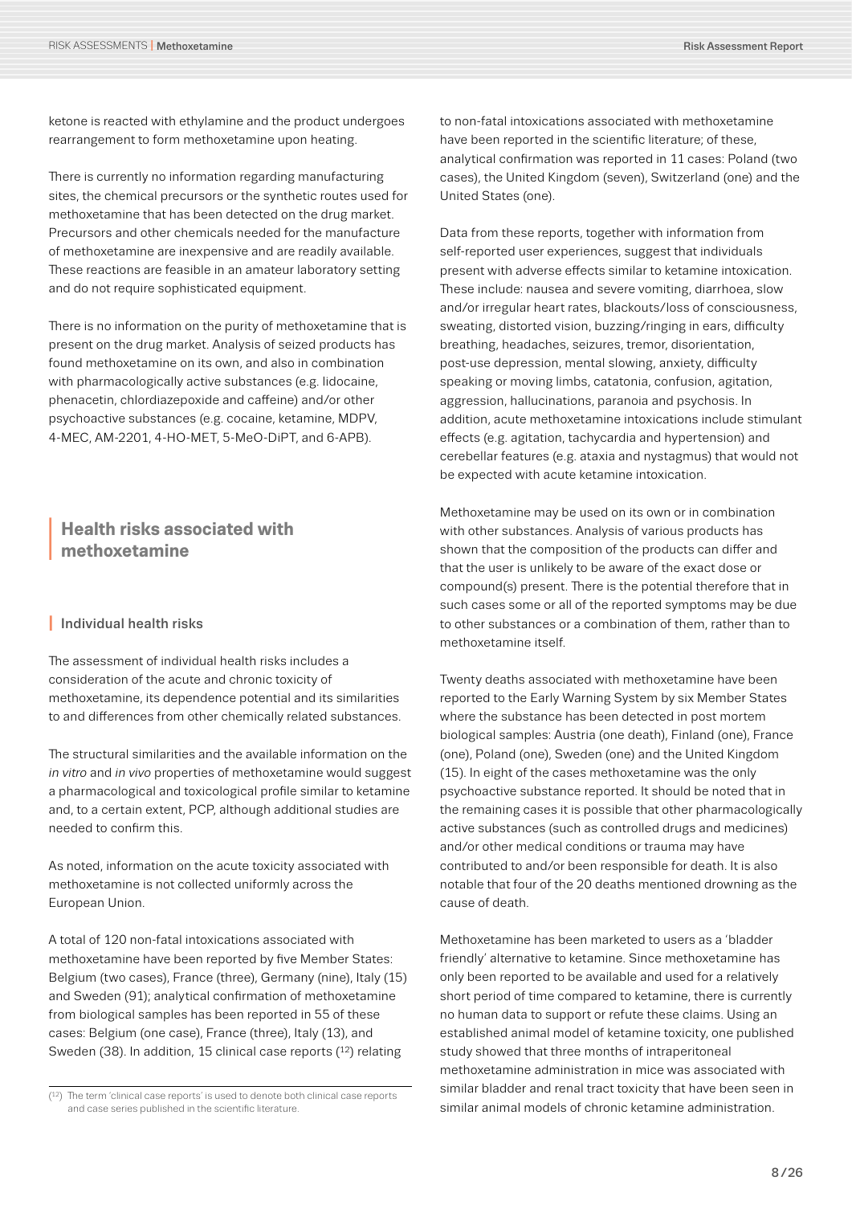ketone is reacted with ethylamine and the product undergoes rearrangement to form methoxetamine upon heating.

There is currently no information regarding manufacturing sites, the chemical precursors or the synthetic routes used for methoxetamine that has been detected on the drug market. Precursors and other chemicals needed for the manufacture of methoxetamine are inexpensive and are readily available. These reactions are feasible in an amateur laboratory setting and do not require sophisticated equipment.

There is no information on the purity of methoxetamine that is present on the drug market. Analysis of seized products has found methoxetamine on its own, and also in combination with pharmacologically active substances (e.g. lidocaine, phenacetin, chlordiazepoxide and caffeine) and/or other psychoactive substances (e.g. cocaine, ketamine, MDPV, 4-MEC, AM-2201, 4-HO-MET, 5-MeO-DiPT, and 6-APB).

## Health risks associated with methoxetamine

### Individual health risks

The assessment of individual health risks includes a consideration of the acute and chronic toxicity of methoxetamine, its dependence potential and its similarities to and differences from other chemically related substances.

The structural similarities and the available information on the *in vitro* and *in vivo* properties of methoxetamine would suggest a pharmacological and toxicological profile similar to ketamine and, to a certain extent, PCP, although additional studies are needed to confirm this.

As noted, information on the acute toxicity associated with methoxetamine is not collected uniformly across the European Union.

A total of 120 non-fatal intoxications associated with methoxetamine have been reported by five Member States: Belgium (two cases), France (three), Germany (nine), Italy (15) and Sweden (91); analytical confirmation of methoxetamine from biological samples has been reported in 55 of these cases: Belgium (one case), France (three), Italy (13), and Sweden (38). In addition, 15 clinical case reports [12] relating to non-fatal intoxications associated with methoxetamine have been reported in the scientific literature; of these, analytical confirmation was reported in 11 cases: Poland (two cases), the United Kingdom (seven), Switzerland (one) and the United States (one).

Data from these reports, together with information from self-reported user experiences, suggest that individuals present with adverse effects similar to ketamine intoxication. These include: nausea and severe vomiting, diarrhoea, slow and/or irregular heart rates, blackouts/loss of consciousness, sweating, distorted vision, buzzing/ringing in ears, difficulty breathing, headaches, seizures, tremor, disorientation, post-use depression, mental slowing, anxiety, difficulty speaking or moving limbs, catatonia, confusion, agitation, aggression, hallucinations, paranoia and psychosis. In addition, acute methoxetamine intoxications include stimulant effects (e.g. agitation, tachycardia and hypertension) and cerebellar features (e.g. ataxia and nystagmus) that would not be expected with acute ketamine intoxication.

Methoxetamine may be used on its own or in combination with other substances. Analysis of various products has shown that the composition of the products can differ and that the user is unlikely to be aware of the exact dose or compound(s) present. There is the potential therefore that in such cases some or all of the reported symptoms may be due to other substances or a combination of them, rather than to methoxetamine itself.

Twenty deaths associated with methoxetamine have been reported to the Early Warning System by six Member States where the substance has been detected in post mortem biological samples: Austria (one death), Finland (one), France (one), Poland (one), Sweden (one) and the United Kingdom (15). In eight of the cases methoxetamine was the only psychoactive substance reported. It should be noted that in the remaining cases it is possible that other pharmacologically active substances (such as controlled drugs and medicines) and/or other medical conditions or trauma may have contributed to and/or been responsible for death. It is also notable that four of the 20 deaths mentioned drowning as the cause of death.

Methoxetamine has been marketed to users as a 'bladder friendly' alternative to ketamine. Since methoxetamine has only been reported to be available and used for a relatively short period of time compared to ketamine, there is currently no human data to support or refute these claims. Using an established animal model of ketamine toxicity, one published study showed that three months of intraperitoneal methoxetamine administration in mice was associated with similar bladder and renal tract toxicity that have been seen in similar animal models of chronic ketamine administration.

[12] The term 'clinical case reports' is used to denote both clinical case reports and case series published in the scientific literature.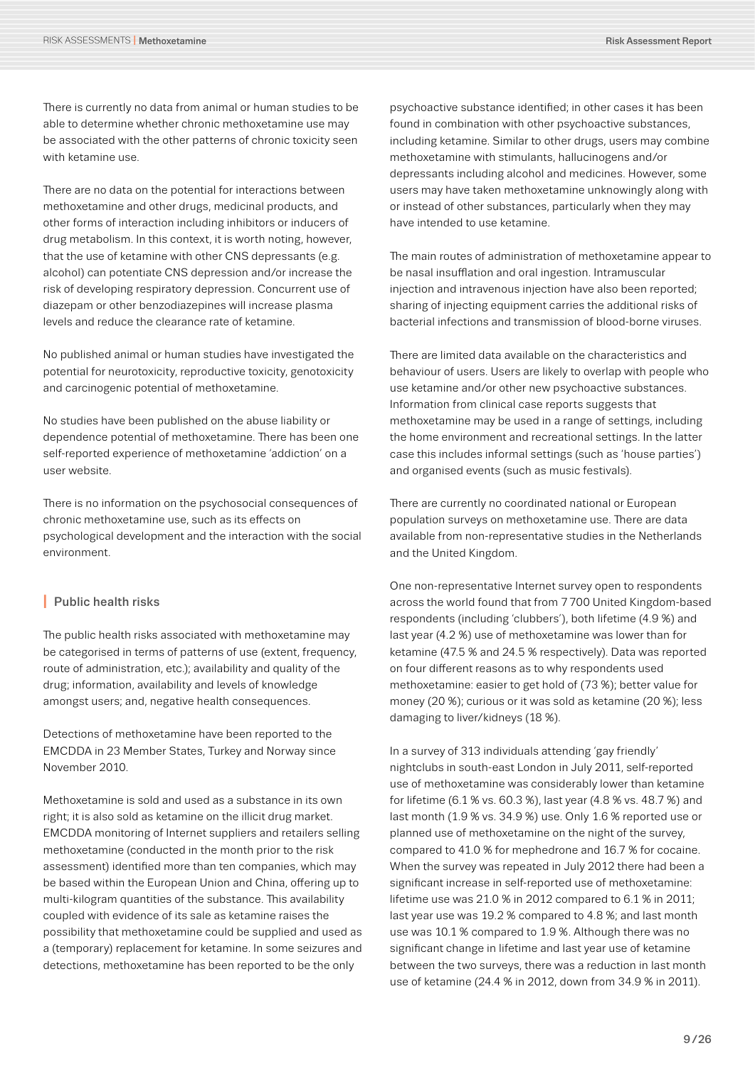There is currently no data from animal or human studies to be able to determine whether chronic methoxetamine use may be associated with the other patterns of chronic toxicity seen with ketamine use.

There are no data on the potential for interactions between methoxetamine and other drugs, medicinal products, and other forms of interaction including inhibitors or inducers of drug metabolism. In this context, it is worth noting, however, that the use of ketamine with other CNS depressants (e.g. alcohol) can potentiate CNS depression and/or increase the risk of developing respiratory depression. Concurrent use of diazepam or other benzodiazepines will increase plasma levels and reduce the clearance rate of ketamine.

No published animal or human studies have investigated the potential for neurotoxicity, reproductive toxicity, genotoxicity and carcinogenic potential of methoxetamine.

No studies have been published on the abuse liability or dependence potential of methoxetamine. There has been one self-reported experience of methoxetamine 'addiction' on a user website.

There is no information on the psychosocial consequences of chronic methoxetamine use, such as its effects on psychological development and the interaction with the social environment.

## Public health risks

The public health risks associated with methoxetamine may be categorised in terms of patterns of use (extent, frequency, route of administration, etc.); availability and quality of the drug; information, availability and levels of knowledge amongst users; and, negative health consequences.

Detections of methoxetamine have been reported to the EMCDDA in 23 Member States, Turkey and Norway since November 2010.

Methoxetamine is sold and used as a substance in its own right; it is also sold as ketamine on the illicit drug market. EMCDDA monitoring of Internet suppliers and retailers selling methoxetamine (conducted in the month prior to the risk assessment) identified more than ten companies, which may be based within the European Union and China, offering up to multi-kilogram quantities of the substance. This availability coupled with evidence of its sale as ketamine raises the possibility that methoxetamine could be supplied and used as a (temporary) replacement for ketamine. In some seizures and detections, methoxetamine has been reported to be the only psychoactive substance identified; in other cases it has been found in combination with other psychoactive substances, including ketamine. Similar to other drugs, users may combine methoxetamine with stimulants, hallucinogens and/or depressants including alcohol and medicines. However, some users may have taken methoxetamine unknowingly along with or instead of other substances, particularly when they may have intended to use ketamine.

The main routes of administration of methoxetamine appear to be nasal insufflation and oral ingestion. Intramuscular injection and intravenous injection have also been reported; sharing of injecting equipment carries the additional risks of bacterial infections and transmission of blood-borne viruses.

There are limited data available on the characteristics and behaviour of users. Users are likely to overlap with people who use ketamine and/or other new psychoactive substances. Information from clinical case reports suggests that methoxetamine may be used in a range of settings, including the home environment and recreational settings. In the latter case this includes informal settings (such as 'house parties') and organised events (such as music festivals).

There are currently no coordinated national or European population surveys on methoxetamine use. There are data available from non-representative studies in the Netherlands and the United Kingdom.

One non-representative Internet survey open to respondents across the world found that from 7 700 United Kingdom-based respondents (including 'clubbers'), both lifetime (4.9 %) and last year (4.2 %) use of methoxetamine was lower than for ketamine (47.5 % and 24.5 % respectively). Data was reported on four different reasons as to why respondents used methoxetamine: easier to get hold of (73 %); better value for money (20 %); curious or it was sold as ketamine (20 %); less damaging to liver/kidneys (18 %).

In a survey of 313 individuals attending 'gay friendly' nightclubs in south-east London in July 2011, self-reported use of methoxetamine was considerably lower than ketamine for lifetime (6.1 % vs. 60.3 %), last year (4.8 % vs. 48.7 %) and last month (1.9 % vs. 34.9 %) use. Only 1.6 % reported use or planned use of methoxetamine on the night of the survey, compared to 41.0 % for mephedrone and 16.7 % for cocaine. When the survey was repeated in July 2012 there had been a significant increase in self-reported use of methoxetamine: lifetime use was 21.0 % in 2012 compared to 6.1 % in 2011; last year use was 19.2 % compared to 4.8 %; and last month use was 10.1 % compared to 1.9 %. Although there was no significant change in lifetime and last year use of ketamine between the two surveys, there was a reduction in last month use of ketamine (24.4 % in 2012, down from 34.9 % in 2011).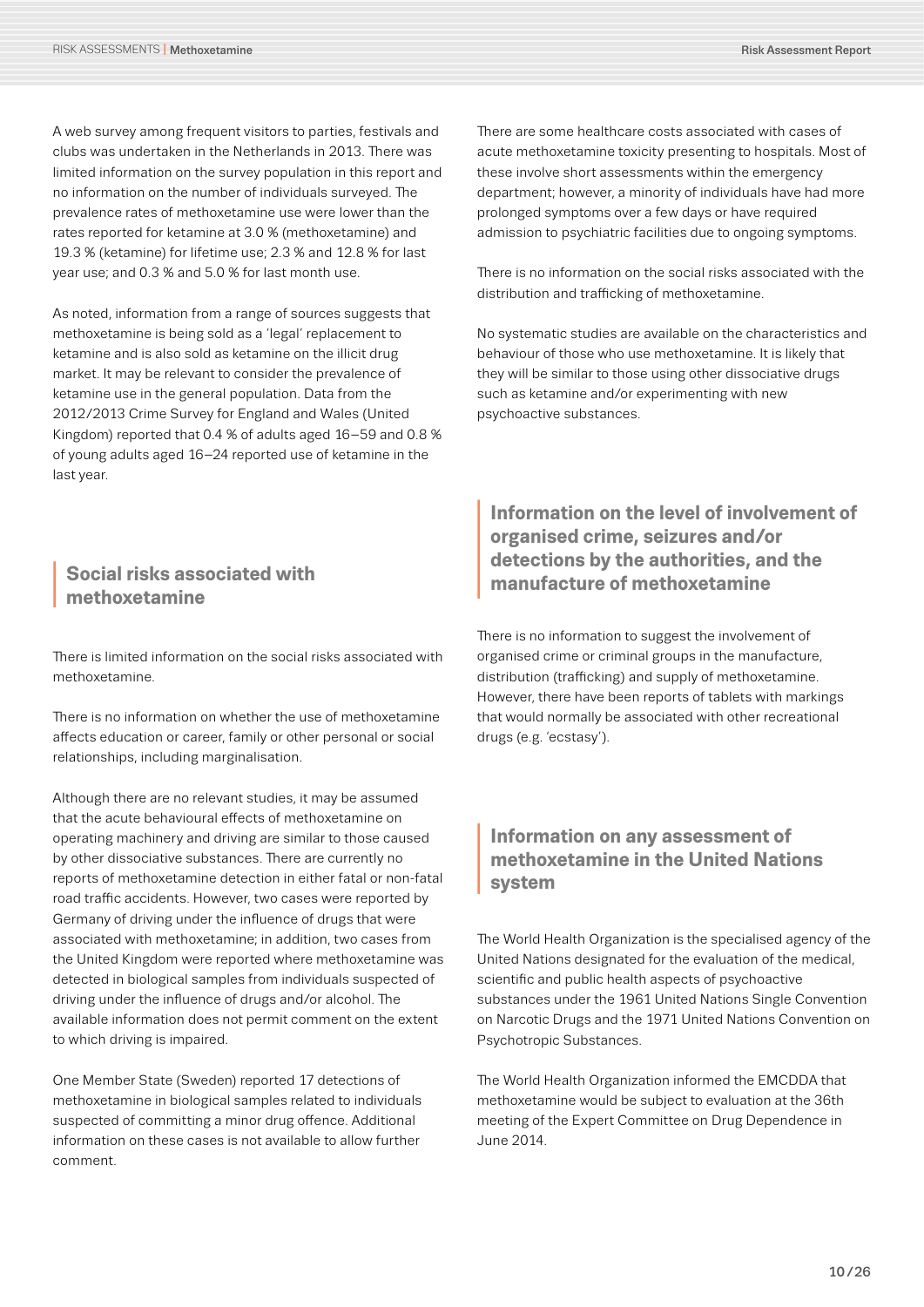A web survey among frequent visitors to parties, festivals and clubs was undertaken in the Netherlands in 2013. There was limited information on the survey population in this report and no information on the number of individuals surveyed. The prevalence rates of methoxetamine use were lower than the rates reported for ketamine at 3.0 % (methoxetamine) and 19.3 % (ketamine) for lifetime use; 2.3 % and 12.8 % for last year use; and 0.3 % and 5.0 % for last month use.

As noted, information from a range of sources suggests that methoxetamine is being sold as a 'legal' replacement to ketamine and is also sold as ketamine on the illicit drug market. It may be relevant to consider the prevalence of ketamine use in the general population. Data from the 2012/2013 Crime Survey for England and Wales (United Kingdom) reported that 0.4 % of adults aged 16–59 and 0.8 % of young adults aged 16–24 reported use of ketamine in the last year.

## Social risks associated with methoxetamine

There is limited information on the social risks associated with methoxetamine.

There is no information on whether the use of methoxetamine affects education or career, family or other personal or social relationships, including marginalisation.

Although there are no relevant studies, it may be assumed that the acute behavioural effects of methoxetamine on operating machinery and driving are similar to those caused by other dissociative substances. There are currently no reports of methoxetamine detection in either fatal or non-fatal road traffic accidents. However, two cases were reported by Germany of driving under the influence of drugs that were associated with methoxetamine; in addition, two cases from the United Kingdom were reported where methoxetamine was detected in biological samples from individuals suspected of driving under the influence of drugs and/or alcohol. The available information does not permit comment on the extent to which driving is impaired.

One Member State (Sweden) reported 17 detections of methoxetamine in biological samples related to individuals suspected of committing a minor drug offence. Additional information on these cases is not available to allow further comment.

There are some healthcare costs associated with cases of acute methoxetamine toxicity presenting to hospitals. Most of these involve short assessments within the emergency department; however, a minority of individuals have had more prolonged symptoms over a few days or have required admission to psychiatric facilities due to ongoing symptoms.

There is no information on the social risks associated with the distribution and trafficking of methoxetamine.

No systematic studies are available on the characteristics and behaviour of those who use methoxetamine. It is likely that they will be similar to those using other dissociative drugs such as ketamine and/or experimenting with new psychoactive substances.

## Information on the level of involvement of organised crime, seizures and/or detections by the authorities, and the manufacture of methoxetamine

There is no information to suggest the involvement of organised crime or criminal groups in the manufacture, distribution (trafficking) and supply of methoxetamine. However, there have been reports of tablets with markings that would normally be associated with other recreational drugs (e.g. 'ecstasy').

## Information on any assessment of methoxetamine in the United Nations system

The World Health Organization is the specialised agency of the United Nations designated for the evaluation of the medical, scientific and public health aspects of psychoactive substances under the 1961 United Nations Single Convention on Narcotic Drugs and the 1971 United Nations Convention on Psychotropic Substances.

The World Health Organization informed the EMCDDA that methoxetamine would be subject to evaluation at the 36th meeting of the Expert Committee on Drug Dependence in June 2014.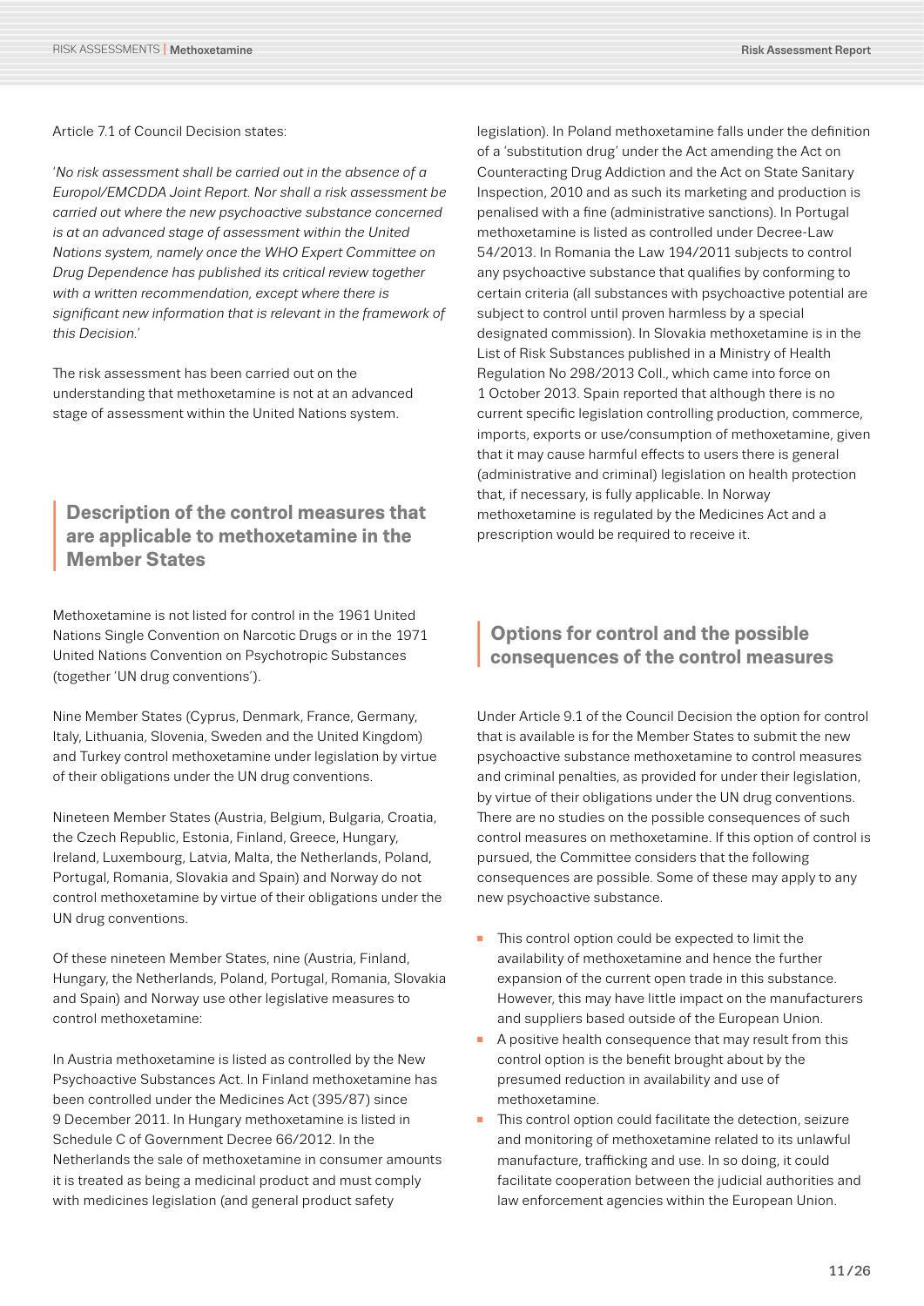Article 7.1 of Council Decision states:

'*No risk assessment shall be carried out in the absence of a Europol/EMCDDA Joint Report. Nor shall a risk assessment be carried out where the new psychoactive substance concerned is at an advanced stage of assessment within the United Nations system, namely once the WHO Expert Committee on Drug Dependence has published its critical review together with a written recommendation, except where there is significant new information that is relevant in the framework of this Decision.*'

The risk assessment has been carried out on the understanding that methoxetamine is not at an advanced stage of assessment within the United Nations system.

## Description of the control measures that are applicable to methoxetamine in the Member States

Methoxetamine is not listed for control in the 1961 United Nations Single Convention on Narcotic Drugs or in the 1971 United Nations Convention on Psychotropic Substances (together 'UN drug conventions').

Nine Member States (Cyprus, Denmark, France, Germany, Italy, Lithuania, Slovenia, Sweden and the United Kingdom) and Turkey control methoxetamine under legislation by virtue of their obligations under the UN drug conventions.

Nineteen Member States (Austria, Belgium, Bulgaria, Croatia, the Czech Republic, Estonia, Finland, Greece, Hungary, Ireland, Luxembourg, Latvia, Malta, the Netherlands, Poland, Portugal, Romania, Slovakia and Spain) and Norway do not control methoxetamine by virtue of their obligations under the UN drug conventions.

Of these nineteen Member States, nine (Austria, Finland, Hungary, the Netherlands, Poland, Portugal, Romania, Slovakia and Spain) and Norway use other legislative measures to control methoxetamine:

In Austria methoxetamine is listed as controlled by the New Psychoactive Substances Act. In Finland methoxetamine has been controlled under the Medicines Act (395/87) since 9 December 2011. In Hungary methoxetamine is listed in Schedule C of Government Decree 66/2012. In the Netherlands the sale of methoxetamine in consumer amounts it is treated as being a medicinal product and must comply with medicines legislation (and general product safety legislation). In Poland methoxetamine falls under the definition of a 'substitution drug' under the Act amending the Act on Counteracting Drug Addiction and the Act on State Sanitary Inspection, 2010 and as such its marketing and production is penalised with a fine (administrative sanctions). In Portugal methoxetamine is listed as controlled under Decree-Law 54/2013. In Romania the Law 194/2011 subjects to control any psychoactive substance that qualifies by conforming to certain criteria (all substances with psychoactive potential are subject to control until proven harmless by a special designated commission). In Slovakia methoxetamine is in the List of Risk Substances published in a Ministry of Health Regulation No 298/2013 Coll., which came into force on 1 October 2013. Spain reported that although there is no current specific legislation controlling production, commerce, imports, exports or use/consumption of methoxetamine, given that it may cause harmful effects to users there is general (administrative and criminal) legislation on health protection that, if necessary, is fully applicable. In Norway methoxetamine is regulated by the Medicines Act and a prescription would be required to receive it.

## Options for control and the possible consequences of the control measures

Under Article 9.1 of the Council Decision the option for control that is available is for the Member States to submit the new psychoactive substance methoxetamine to control measures and criminal penalties, as provided for under their legislation, by virtue of their obligations under the UN drug conventions. There are no studies on the possible consequences of such control measures on methoxetamine. If this option of control is pursued, the Committee considers that the following consequences are possible. Some of these may apply to any new psychoactive substance.

- This control option could be expected to limit the availability of methoxetamine and hence the further expansion of the current open trade in this substance. However, this may have little impact on the manufacturers and suppliers based outside of the European Union.
- A positive health consequence that may result from this control option is the benefit brought about by the presumed reduction in availability and use of methoxetamine.
- This control option could facilitate the detection, seizure and monitoring of methoxetamine related to its unlawful manufacture, trafficking and use. In so doing, it could facilitate cooperation between the judicial authorities and law enforcement agencies within the European Union.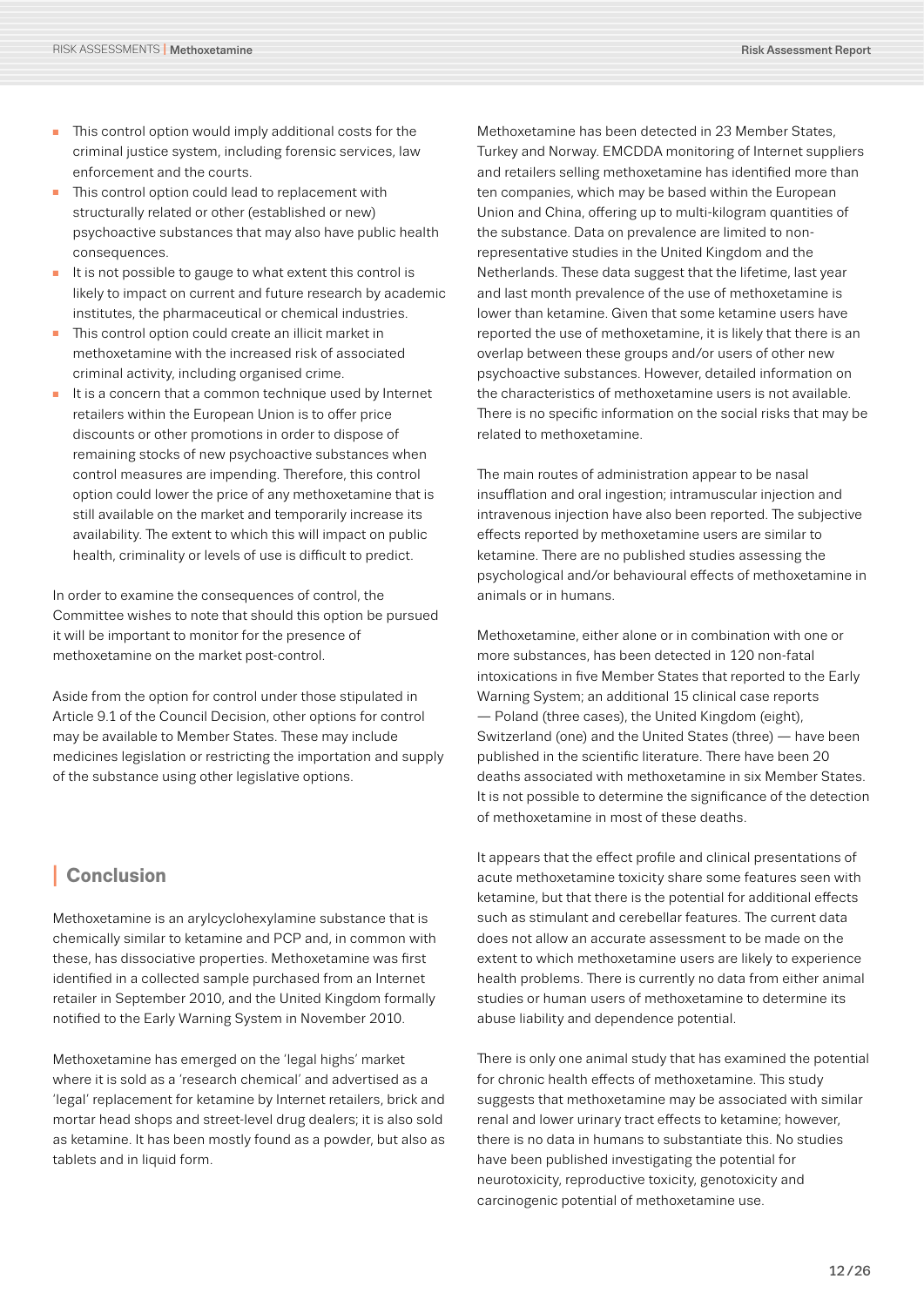- This control option would imply additional costs for the criminal justice system, including forensic services, law enforcement and the courts.
- This control option could lead to replacement with structurally related or other (established or new) psychoactive substances that may also have public health consequences.
- It is not possible to gauge to what extent this control is likely to impact on current and future research by academic institutes, the pharmaceutical or chemical industries.
- This control option could create an illicit market in methoxetamine with the increased risk of associated criminal activity, including organised crime.
- It is a concern that a common technique used by Internet retailers within the European Union is to offer price discounts or other promotions in order to dispose of remaining stocks of new psychoactive substances when control measures are impending. Therefore, this control option could lower the price of any methoxetamine that is still available on the market and temporarily increase its availability. The extent to which this will impact on public health, criminality or levels of use is difficult to predict.

In order to examine the consequences of control, the Committee wishes to note that should this option be pursued it will be important to monitor for the presence of methoxetamine on the market post-control.

Aside from the option for control under those stipulated in Article 9.1 of the Council Decision, other options for control may be available to Member States. These may include medicines legislation or restricting the importation and supply of the substance using other legislative options.

## Conclusion

Methoxetamine is an arylcyclohexylamine substance that is chemically similar to ketamine and PCP and, in common with these, has dissociative properties. Methoxetamine was first identified in a collected sample purchased from an Internet retailer in September 2010, and the United Kingdom formally notified to the Early Warning System in November 2010.

Methoxetamine has emerged on the 'legal highs' market where it is sold as a 'research chemical' and advertised as a 'legal' replacement for ketamine by Internet retailers, brick and mortar head shops and street-level drug dealers; it is also sold as ketamine. It has been mostly found as a powder, but also as tablets and in liquid form.

Methoxetamine has been detected in 23 Member States, Turkey and Norway. EMCDDA monitoring of Internet suppliers and retailers selling methoxetamine has identified more than ten companies, which may be based within the European Union and China, offering up to multi-kilogram quantities of the substance. Data on prevalence are limited to non-representative studies in the United Kingdom and the Netherlands. These data suggest that the lifetime, last year and last month prevalence of the use of methoxetamine is lower than ketamine. Given that some ketamine users have reported the use of methoxetamine, it is likely that there is an overlap between these groups and/or users of other new psychoactive substances. However, detailed information on the characteristics of methoxetamine users is not available. There is no specific information on the social risks that may be related to methoxetamine.

The main routes of administration appear to be nasal insufflation and oral ingestion; intramuscular injection and intravenous injection have also been reported. The subjective effects reported by methoxetamine users are similar to ketamine. There are no published studies assessing the psychological and/or behavioural effects of methoxetamine in animals or in humans.

Methoxetamine, either alone or in combination with one or more substances, has been detected in 120 non-fatal intoxications in five Member States that reported to the Early Warning System; an additional 15 clinical case reports — Poland (three cases), the United Kingdom (eight), Switzerland (one) and the United States (three) — have been published in the scientific literature. There have been 20 deaths associated with methoxetamine in six Member States. It is not possible to determine the significance of the detection of methoxetamine in most of these deaths.

It appears that the effect profile and clinical presentations of acute methoxetamine toxicity share some features seen with ketamine, but that there is the potential for additional effects such as stimulant and cerebellar features. The current data does not allow an accurate assessment to be made on the extent to which methoxetamine users are likely to experience health problems. There is currently no data from either animal studies or human users of methoxetamine to determine its abuse liability and dependence potential.

There is only one animal study that has examined the potential for chronic health effects of methoxetamine. This study suggests that methoxetamine may be associated with similar renal and lower urinary tract effects to ketamine; however, there is no data in humans to substantiate this. No studies have been published investigating the potential for neurotoxicity, reproductive toxicity, genotoxicity and carcinogenic potential of methoxetamine use.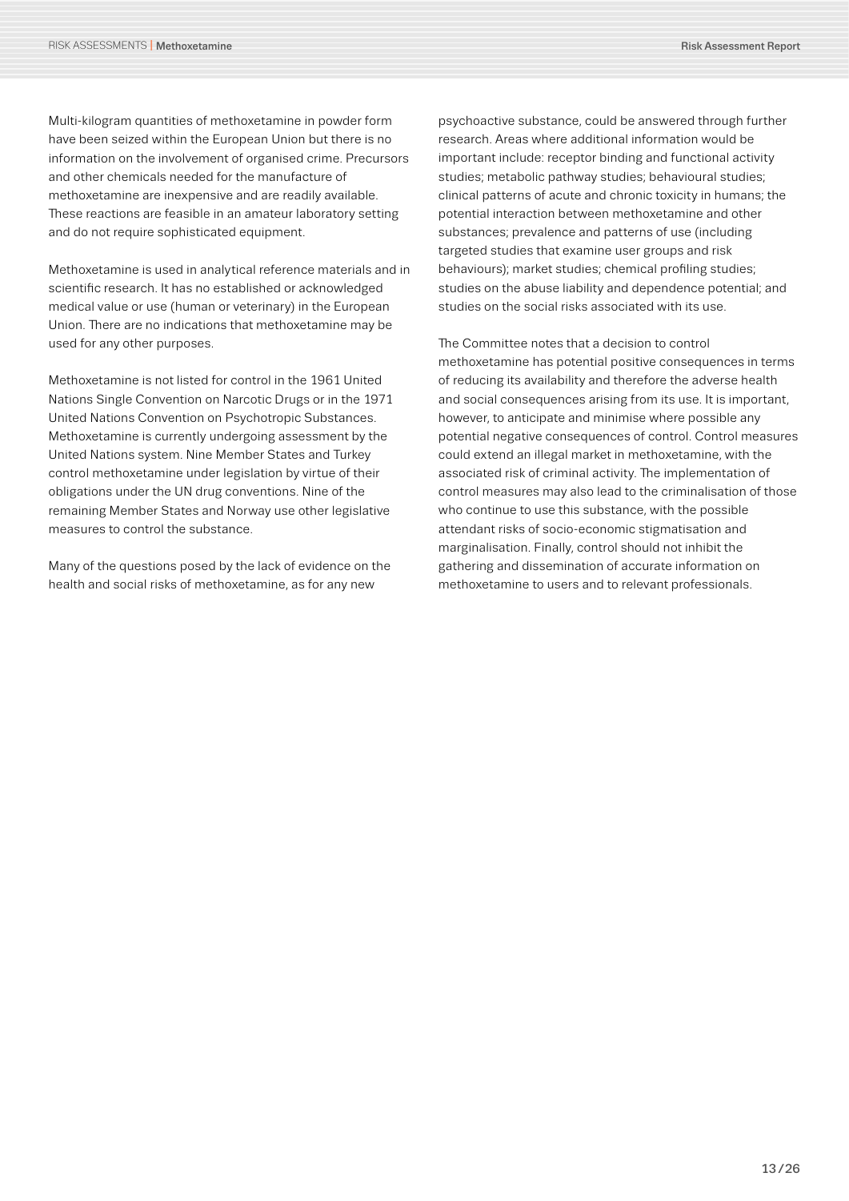Multi-kilogram quantities of methoxetamine in powder form have been seized within the European Union but there is no information on the involvement of organised crime. Precursors and other chemicals needed for the manufacture of methoxetamine are inexpensive and are readily available. These reactions are feasible in an amateur laboratory setting and do not require sophisticated equipment.

Methoxetamine is used in analytical reference materials and in scientific research. It has no established or acknowledged medical value or use (human or veterinary) in the European Union. There are no indications that methoxetamine may be used for any other purposes.

Methoxetamine is not listed for control in the 1961 United Nations Single Convention on Narcotic Drugs or in the 1971 United Nations Convention on Psychotropic Substances. Methoxetamine is currently undergoing assessment by the United Nations system. Nine Member States and Turkey control methoxetamine under legislation by virtue of their obligations under the UN drug conventions. Nine of the remaining Member States and Norway use other legislative measures to control the substance.

Many of the questions posed by the lack of evidence on the health and social risks of methoxetamine, as for any new psychoactive substance, could be answered through further research. Areas where additional information would be important include: receptor binding and functional activity studies; metabolic pathway studies; behavioural studies; clinical patterns of acute and chronic toxicity in humans; the potential interaction between methoxetamine and other substances; prevalence and patterns of use (including targeted studies that examine user groups and risk behaviours); market studies; chemical profiling studies; studies on the abuse liability and dependence potential; and studies on the social risks associated with its use.

The Committee notes that a decision to control methoxetamine has potential positive consequences in terms of reducing its availability and therefore the adverse health and social consequences arising from its use. It is important, however, to anticipate and minimise where possible any potential negative consequences of control. Control measures could extend an illegal market in methoxetamine, with the associated risk of criminal activity. The implementation of control measures may also lead to the criminalisation of those who continue to use this substance, with the possible attendant risks of socio-economic stigmatisation and marginalisation. Finally, control should not inhibit the gathering and dissemination of accurate information on methoxetamine to users and to relevant professionals.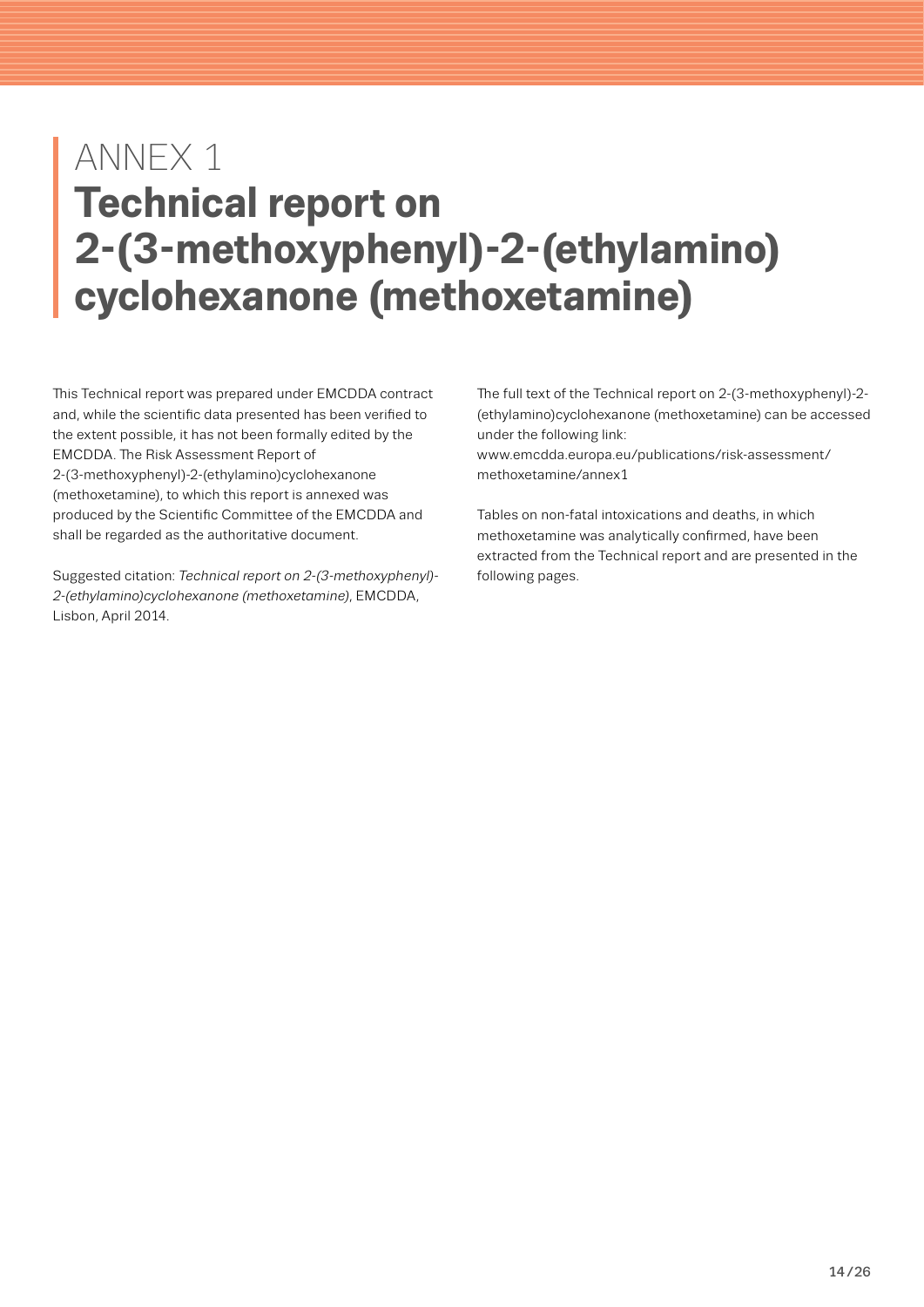# ANNEX 1

# Technical report on 2-(3-methoxyphenyl)-2-(ethylamino) cyclohexanone (methoxetamine)

This Technical report was prepared under EMCDDA contract and, while the scientific data presented has been verified to the extent possible, it has not been formally edited by the EMCDDA. The Risk Assessment Report of 2-(3-methoxyphenyl)-2-(ethylamino)cyclohexanone (methoxetamine), to which this report is annexed was produced by the Scientific Committee of the EMCDDA and shall be regarded as the authoritative document.

Suggested citation: *Technical report on 2-(3-methoxyphenyl)-2-(ethylamino)cyclohexanone (methoxetamine)*, EMCDDA, Lisbon, April 2014.

The full text of the Technical report on 2-(3-methoxyphenyl)-2-(ethylamino)cyclohexanone (methoxetamine) can be accessed under the following link:
www.emcdda.europa.eu/publications/risk-assessment/methoxetamine/annex1

Tables on non-fatal intoxications and deaths, in which methoxetamine was analytically confirmed, have been extracted from the Technical report and are presented in the following pages.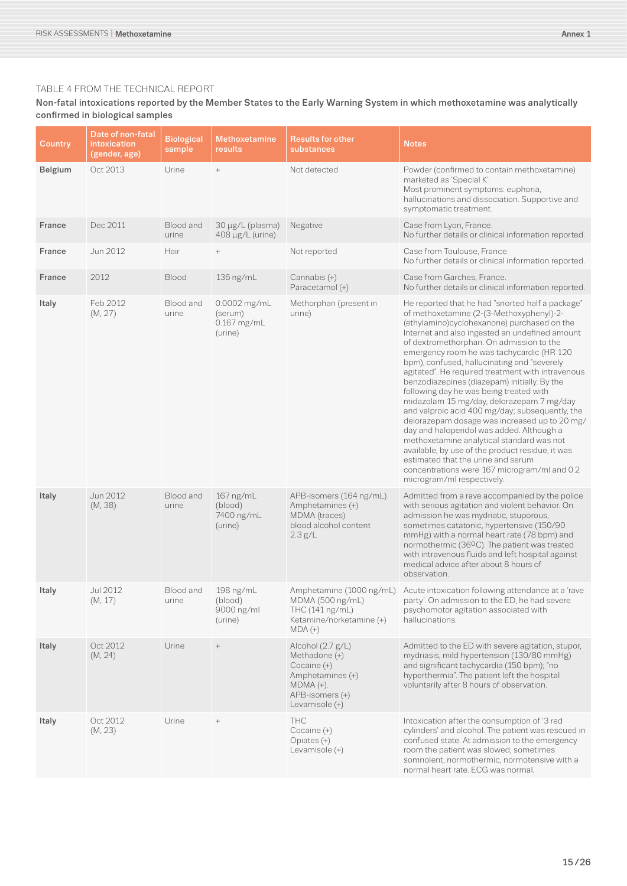TABLE 4 FROM THE TECHNICAL REPORT

**Non-fatal intoxications reported by the Member States to the Early Warning System in which methoxetamine was analytically confirmed in biological samples**

| Country | Date of non-fatal intoxication (gender, age) | Biological sample | Methoxetamine results | Results for other substances | Notes |
|---|---|---|---|---|---|
| **Belgium** | Oct 2013 | Urine | + | Not detected | Powder (confirmed to contain methoxetamine) marketed as 'Special K'.<br>Most prominent symptoms: euphoria, hallucinations and dissociation. Supportive and symptomatic treatment. |
| **France** | Dec 2011 | Blood and urine | 30 µg/L (plasma)<br>408 µg/L (urine) | Negative | Case from Lyon, France.<br>No further details or clinical information reported. |
| **France** | Jun 2012 | Hair | + | Not reported | Case from Toulouse, France.<br>No further details or clinical information reported. |
| **France** | 2012 | Blood | 136 ng/mL | Cannabis (+)<br>Paracetamol (+) | Case from Garches, France.<br>No further details or clinical information reported. |
| **Italy** | Feb 2012<br>(M, 27) | Blood and urine | 0.0002 mg/mL (serum)<br>0.167 mg/mL (urine) | Methorphan (present in urine) | He reported that he had "snorted half a package" of methoxetamine (2-(3-Methoxyphenyl)-2-(ethylamino)cyclohexanone) purchased on the Internet and also ingested an undefined amount of dextromethorphan. On admission to the emergency room he was tachycardic (HR 120 bpm), confused, hallucinating and "severely agitated". He required treatment with intravenous benzodiazepines (diazepam) initially. By the following day he was being treated with midazolam 15 mg/day, delorazepam 7 mg/day and valproic acid 400 mg/day; subsequently, the delorazepam dosage was increased up to 20 mg/day and haloperidol was added. Although a methoxetamine analytical standard was not available, by use of the product residue, it was estimated that the urine and serum concentrations were 167 microgram/ml and 0.2 microgram/ml respectively. |
| **Italy** | Jun 2012<br>(M, 38) | Blood and urine | 167 ng/mL (blood)<br>7400 ng/mL (urine) | APB-isomers (164 ng/mL)<br>Amphetamines (+)<br>MDMA (traces)<br>blood alcohol content 2.3 g/L | Admitted from a rave accompanied by the police with serious agitation and violent behavior. On admission he was mydriatic, stuporous, sometimes catatonic, hypertensive (150/90 mmHg) with a normal heart rate (78 bpm) and normothermic (36ºC). The patient was treated with intravenous fluids and left hospital against medical advice after about 8 hours of observation. |
| **Italy** | Jul 2012<br>(M, 17) | Blood and urine | 198 ng/mL (blood)<br>9000 ng/ml (urine) | Amphetamine (1000 ng/mL)<br>MDMA (500 ng/mL)<br>THC (141 ng/mL)<br>Ketamine/norketamine (+)<br>MDA (+) | Acute intoxication following attendance at a 'rave party'. On admission to the ED, he had severe psychomotor agitation associated with hallucinations. |
| **Italy** | Oct 2012<br>(M, 24) | Urine | + | Alcohol (2.7 g/L)<br>Methadone (+)<br>Cocaine (+)<br>Amphetamines (+)<br>MDMA (+).<br>APB-isomers (+)<br>Levamisole (+) | Admitted to the ED with severe agitation, stupor, mydriasis, mild hypertension (130/80 mmHg) and significant tachycardia (150 bpm); "no hyperthermia". The patient left the hospital voluntarily after 8 hours of observation. |
| **Italy** | Oct 2012<br>(M, 23) | Urine | + | THC<br>Cocaine (+)<br>Opiates (+)<br>Levamisole (+) | Intoxication after the consumption of '3 red cylinders' and alcohol. The patient was rescued in confused state. At admission to the emergency room the patient was slowed, sometimes somnolent, normothermic, normotensive with a normal heart rate. ECG was normal. |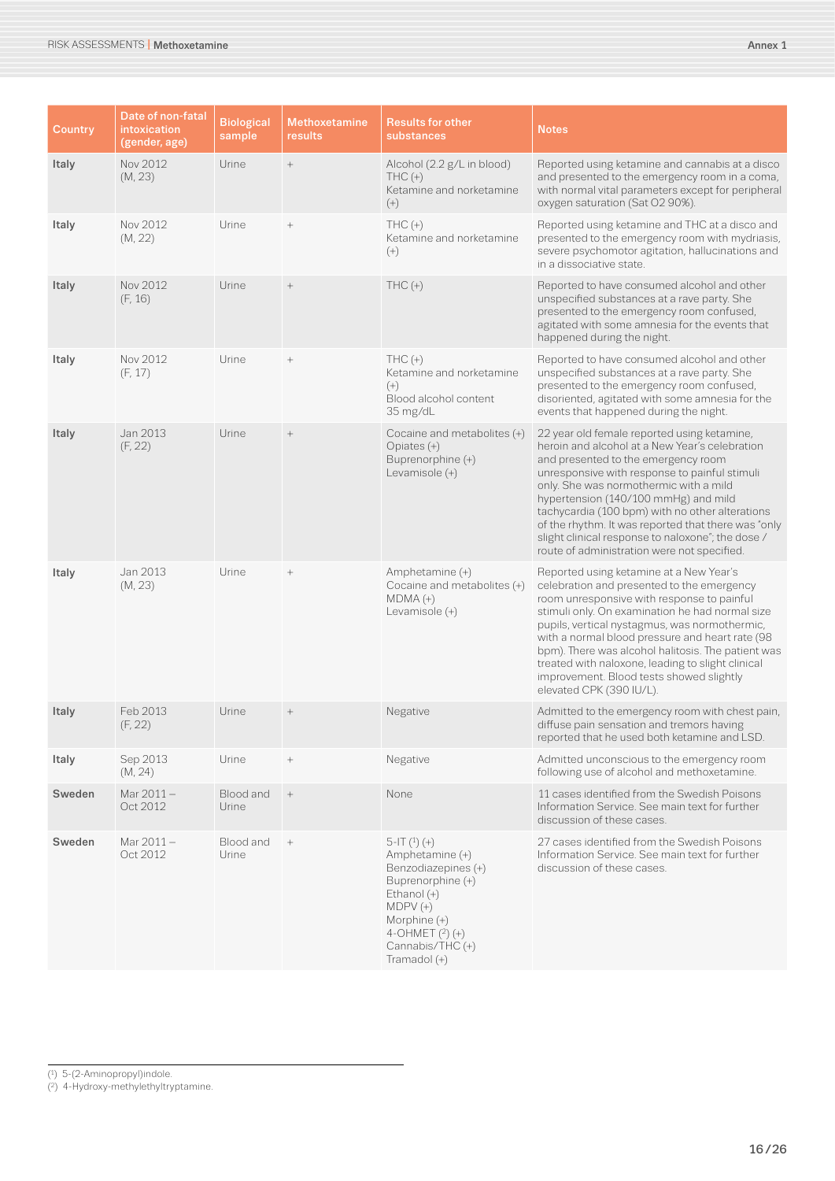| Country | Date of non-fatal intoxication (gender, age) | Biological sample | Methoxetamine results | Results for other substances | Notes |
|---|---|---|---|---|---|
| **Italy** | Nov 2012 (M, 23) | Urine | + | Alcohol (2.2 g/L in blood) THC (+) Ketamine and norketamine (+) | Reported using ketamine and cannabis at a disco and presented to the emergency room in a coma, with normal vital parameters except for peripheral oxygen saturation (Sat O2 90%). |
| **Italy** | Nov 2012 (M, 22) | Urine | + | THC (+) Ketamine and norketamine (+) | Reported using ketamine and THC at a disco and presented to the emergency room with mydriasis, severe psychomotor agitation, hallucinations and in a dissociative state. |
| **Italy** | Nov 2012 (F, 16) | Urine | + | THC (+) | Reported to have consumed alcohol and other unspecified substances at a rave party. She presented to the emergency room confused, agitated with some amnesia for the events that happened during the night. |
| **Italy** | Nov 2012 (F, 17) | Urine | + | THC (+) Ketamine and norketamine (+) Blood alcohol content 35 mg/dL | Reported to have consumed alcohol and other unspecified substances at a rave party. She presented to the emergency room confused, disoriented, agitated with some amnesia for the events that happened during the night. |
| **Italy** | Jan 2013 (F, 22) | Urine | + | Cocaine and metabolites (+) Opiates (+) Buprenorphine (+) Levamisole (+) | 22 year old female reported using ketamine, heroin and alcohol at a New Year's celebration and presented to the emergency room unresponsive with response to painful stimuli only. She was normothermic with a mild hypertension (140/100 mmHg) and mild tachycardia (100 bpm) with no other alterations of the rhythm. It was reported that there was 'only slight clinical response to naloxone'; the dose / route of administration were not specified. |
| **Italy** | Jan 2013 (M, 23) | Urine | + | Amphetamine (+) Cocaine and metabolites (+) MDMA (+) Levamisole (+) | Reported using ketamine at a New Year's celebration and presented to the emergency room unresponsive with response to painful stimuli only. On examination he had normal size pupils, vertical nystagmus, was normothermic, with a normal blood pressure and heart rate (98 bpm). There was alcohol halitosis. The patient was treated with naloxone, leading to slight clinical improvement. Blood tests showed slightly elevated CPK (390 IU/L). |
| **Italy** | Feb 2013 (F, 22) | Urine | + | Negative | Admitted to the emergency room with chest pain, diffuse pain sensation and tremors having reported that he used both ketamine and LSD. |
| **Italy** | Sep 2013 (M, 24) | Urine | + | Negative | Admitted unconscious to the emergency room following use of alcohol and methoxetamine. |
| **Sweden** | Mar 2011 – Oct 2012 | Blood and Urine | + | None | 11 cases identified from the Swedish Poisons Information Service. See main text for further discussion of these cases. |
| **Sweden** | Mar 2011 – Oct 2012 | Blood and Urine | + | 5-IT ([1]) (+) Amphetamine (+) Benzodiazepines (+) Buprenorphine (+) Ethanol (+) MDPV (+) Morphine (+) 4-OHMET ([2]) (+) Cannabis/THC (+) Tramadol (+) | 27 cases identified from the Swedish Poisons Information Service. See main text for further discussion of these cases. |

([1]) 5-(2-Aminopropyl)indole.
([2]) 4-Hydroxy-methylethyltryptamine.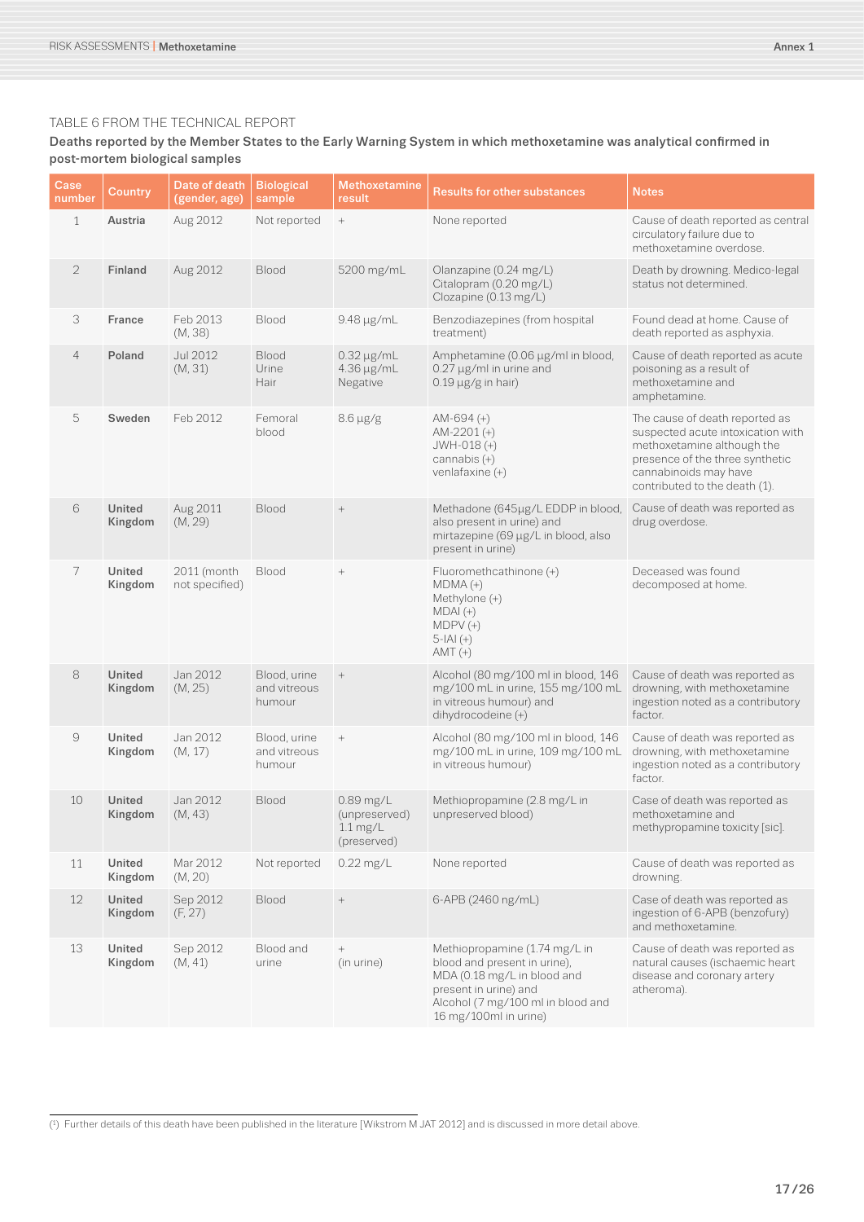TABLE 6 FROM THE TECHNICAL REPORT

**Deaths reported by the Member States to the Early Warning System in which methoxetamine was analytical confirmed in post-mortem biological samples**

| Case number | Country | Date of death (gender, age) | Biological sample | Methoxetamine result | Results for other substances | Notes |
|---|---|---|---|---|---|---|
| 1 | **Austria** | Aug 2012 | Not reported | + | None reported | Cause of death reported as central circulatory failure due to methoxetamine overdose. |
| 2 | **Finland** | Aug 2012 | Blood | 5200 mg/mL | Olanzapine (0.24 mg/L)<br>Citalopram (0.20 mg/L)<br>Clozapine (0.13 mg/L) | Death by drowning. Medico-legal status not determined. |
| 3 | **France** | Feb 2013 (M, 38) | Blood | 9.48 µg/mL | Benzodiazepines (from hospital treatment) | Found dead at home. Cause of death reported as asphyxia. |
| 4 | **Poland** | Jul 2012 (M, 31) | Blood<br>Urine<br>Hair | 0.32 µg/mL<br>4.36 µg/mL<br>Negative | Amphetamine (0.06 µg/ml in blood, 0.27 µg/ml in urine and 0.19 µg/g in hair) | Cause of death reported as acute poisoning as a result of methoxetamine and amphetamine. |
| 5 | **Sweden** | Feb 2012 | Femoral blood | 8.6 µg/g | AM-694 (+)<br>AM-2201 (+)<br>JWH-018 (+)<br>cannabis (+)<br>venlafaxine (+) | The cause of death reported as suspected acute intoxication with methoxetamine although the presence of the three synthetic cannabinoids may have contributed to the death (1). |
| 6 | **United Kingdom** | Aug 2011 (M, 29) | Blood | + | Methadone (645µg/L EDDP in blood, also present in urine) and mirtazepine (69 µg/L in blood, also present in urine) | Cause of death was reported as drug overdose. |
| 7 | **United Kingdom** | 2011 (month not specified) | Blood | + | Fluoromethcathinone (+)<br>MDMA (+)<br>Methylone (+)<br>MDAI (+)<br>MDPV (+)<br>5-IAI (+)<br>AMT (+) | Deceased was found decomposed at home. |
| 8 | **United Kingdom** | Jan 2012 (M, 25) | Blood, urine and vitreous humour | + | Alcohol (80 mg/100 ml in blood, 146 mg/100 mL in urine, 155 mg/100 mL in vitreous humour) and dihydrocodeine (+) | Cause of death was reported as drowning, with methoxetamine ingestion noted as a contributory factor. |
| 9 | **United Kingdom** | Jan 2012 (M, 17) | Blood, urine and vitreous humour | + | Alcohol (80 mg/100 ml in blood, 146 mg/100 mL in urine, 109 mg/100 mL in vitreous humour) | Cause of death was reported as drowning, with methoxetamine ingestion noted as a contributory factor. |
| 10 | **United Kingdom** | Jan 2012 (M, 43) | Blood | 0.89 mg/L (unpreserved)<br>1.1 mg/L (preserved) | Methiopropamine (2.8 mg/L in unpreserved blood) | Case of death was reported as methoxetamine and methypropamine toxicity [sic]. |
| 11 | **United Kingdom** | Mar 2012 (M, 20) | Not reported | 0.22 mg/L | None reported | Cause of death was reported as drowning. |
| 12 | **United Kingdom** | Sep 2012 (F, 27) | Blood | + | 6-APB (2460 ng/mL) | Case of death was reported as ingestion of 6-APB (benzofury) and methoxetamine. |
| 13 | **United Kingdom** | Sep 2012 (M, 41) | Blood and urine | +<br>(in urine) | Methiopropamine (1.74 mg/L in blood and present in urine), MDA (0.18 mg/L in blood and present in urine) and Alcohol (7 mg/100 ml in blood and 16 mg/100ml in urine) | Cause of death was reported as natural causes (ischaemic heart disease and coronary artery atheroma). |

(1) Further details of this death have been published in the literature [Wikstrom M JAT 2012] and is discussed in more detail above.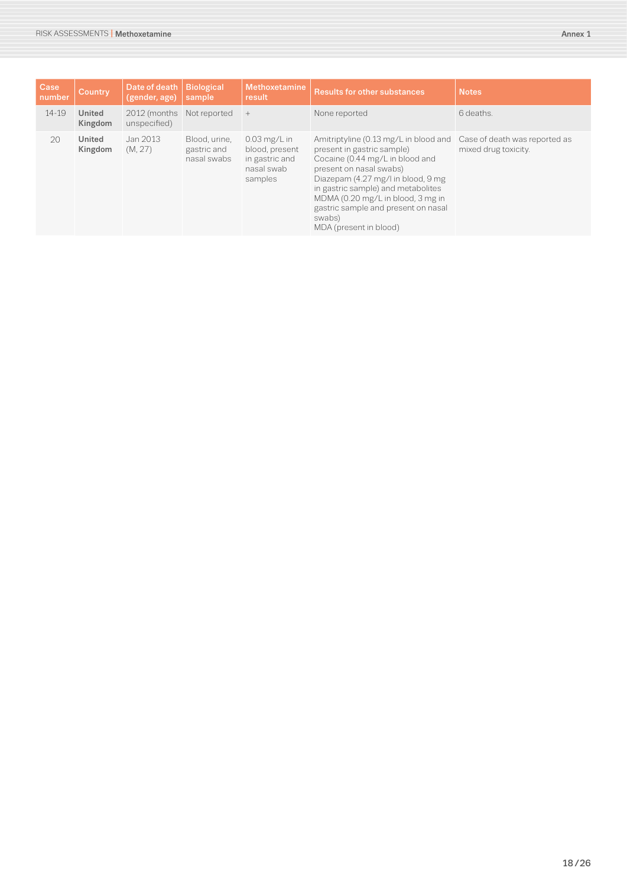| Case number | Country | Date of death (gender, age) | Biological sample | Methoxetamine result | Results for other substances | Notes |
|---|---|---|---|---|---|---|
| 14-19 | **United Kingdom** | 2012 (months unspecified) | Not reported | + | None reported | 6 deaths. |
| 20 | **United Kingdom** | Jan 2013 (M, 27) | Blood, urine, gastric and nasal swabs | 0.03 mg/L in blood, present in gastric and nasal swab samples | Amitriptyline (0.13 mg/L in blood and present in gastric sample)<br>Cocaine (0.44 mg/L in blood and present on nasal swabs)<br>Diazepam (4.27 mg/l in blood, 9 mg in gastric sample) and metabolites<br>MDMA (0.20 mg/L in blood, 3 mg in gastric sample and present on nasal swabs)<br>MDA (present in blood) | Case of death was reported as mixed drug toxicity. |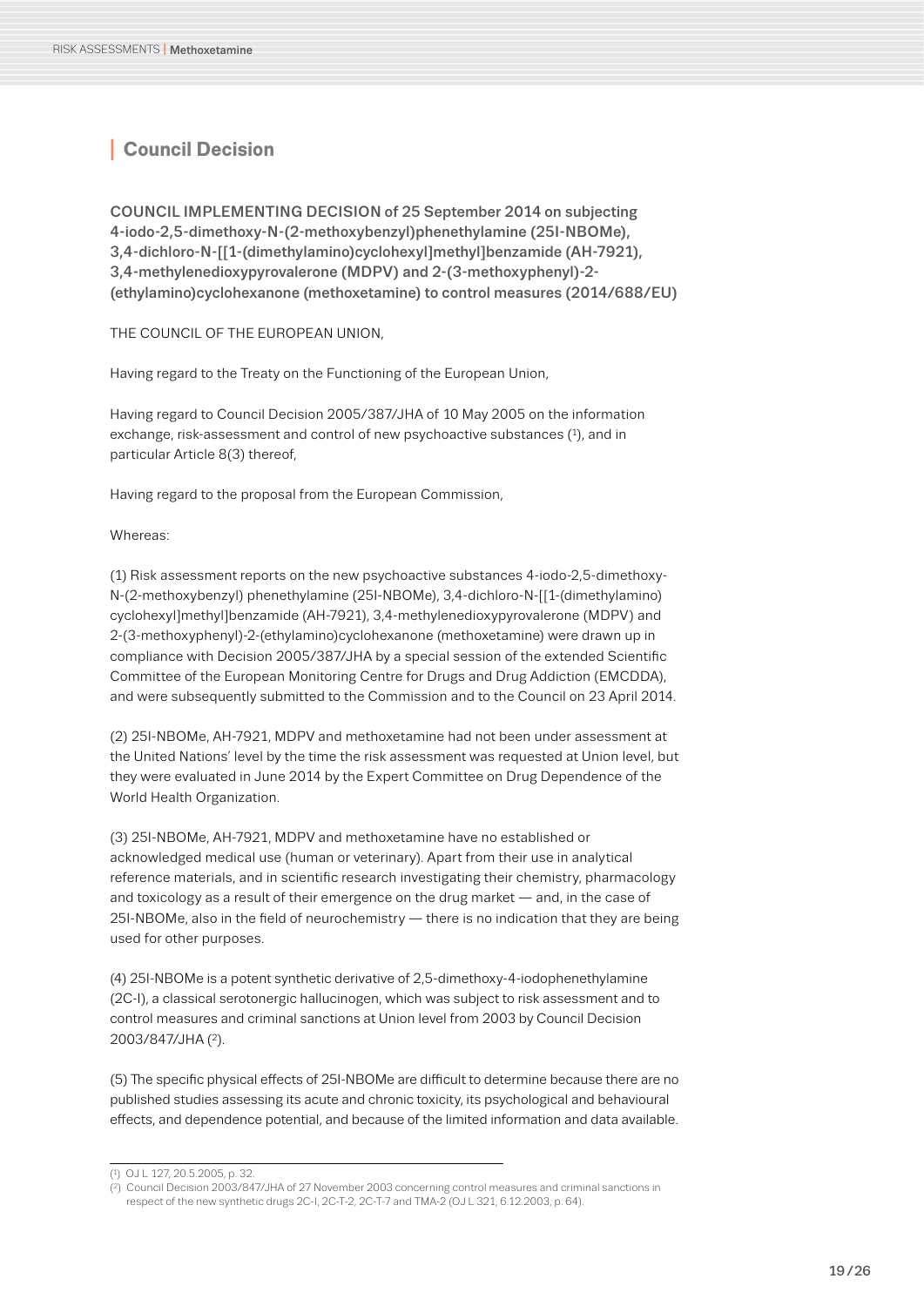## Council Decision

**COUNCIL IMPLEMENTING DECISION of 25 September 2014 on subjecting 4-iodo-2,5-dimethoxy-N-(2-methoxybenzyl)phenethylamine (25I-NBOMe), 3,4-dichloro-N-[[1-(dimethylamino)cyclohexyl]methyl]benzamide (AH-7921), 3,4-methylenedioxypyrovalerone (MDPV) and 2-(3-methoxyphenyl)-2-(ethylamino)cyclohexanone (methoxetamine) to control measures (2014/688/EU)**

THE COUNCIL OF THE EUROPEAN UNION,

Having regard to the Treaty on the Functioning of the European Union,

Having regard to Council Decision 2005/387/JHA of 10 May 2005 on the information exchange, risk-assessment and control of new psychoactive substances ([1]), and in particular Article 8(3) thereof,

Having regard to the proposal from the European Commission,

Whereas:

(1) Risk assessment reports on the new psychoactive substances 4-iodo-2,5-dimethoxy-N-(2-methoxybenzyl) phenethylamine (25I-NBOMe), 3,4-dichloro-N-[[1-(dimethylamino) cyclohexyl]methyl]benzamide (AH-7921), 3,4-methylenedioxypyrovalerone (MDPV) and 2-(3-methoxyphenyl)-2-(ethylamino)cyclohexanone (methoxetamine) were drawn up in compliance with Decision 2005/387/JHA by a special session of the extended Scientific Committee of the European Monitoring Centre for Drugs and Drug Addiction (EMCDDA), and were subsequently submitted to the Commission and to the Council on 23 April 2014.

(2) 25I-NBOMe, AH-7921, MDPV and methoxetamine had not been under assessment at the United Nations' level by the time the risk assessment was requested at Union level, but they were evaluated in June 2014 by the Expert Committee on Drug Dependence of the World Health Organization.

(3) 25I-NBOMe, AH-7921, MDPV and methoxetamine have no established or acknowledged medical use (human or veterinary). Apart from their use in analytical reference materials, and in scientific research investigating their chemistry, pharmacology and toxicology as a result of their emergence on the drug market — and, in the case of 25I-NBOMe, also in the field of neurochemistry — there is no indication that they are being used for other purposes.

(4) 25I-NBOMe is a potent synthetic derivative of 2,5-dimethoxy-4-iodophenethylamine (2C-I), a classical serotonergic hallucinogen, which was subject to risk assessment and to control measures and criminal sanctions at Union level from 2003 by Council Decision 2003/847/JHA ([2]).

(5) The specific physical effects of 25I-NBOMe are difficult to determine because there are no published studies assessing its acute and chronic toxicity, its psychological and behavioural effects, and dependence potential, and because of the limited information and data available.

---

([1]) OJ L 127, 20.5.2005, p. 32.

([2]) Council Decision 2003/847/JHA of 27 November 2003 concerning control measures and criminal sanctions in respect of the new synthetic drugs 2C-I, 2C-T-2, 2C-T-7 and TMA-2 (OJ L 321, 6.12.2003, p. 64).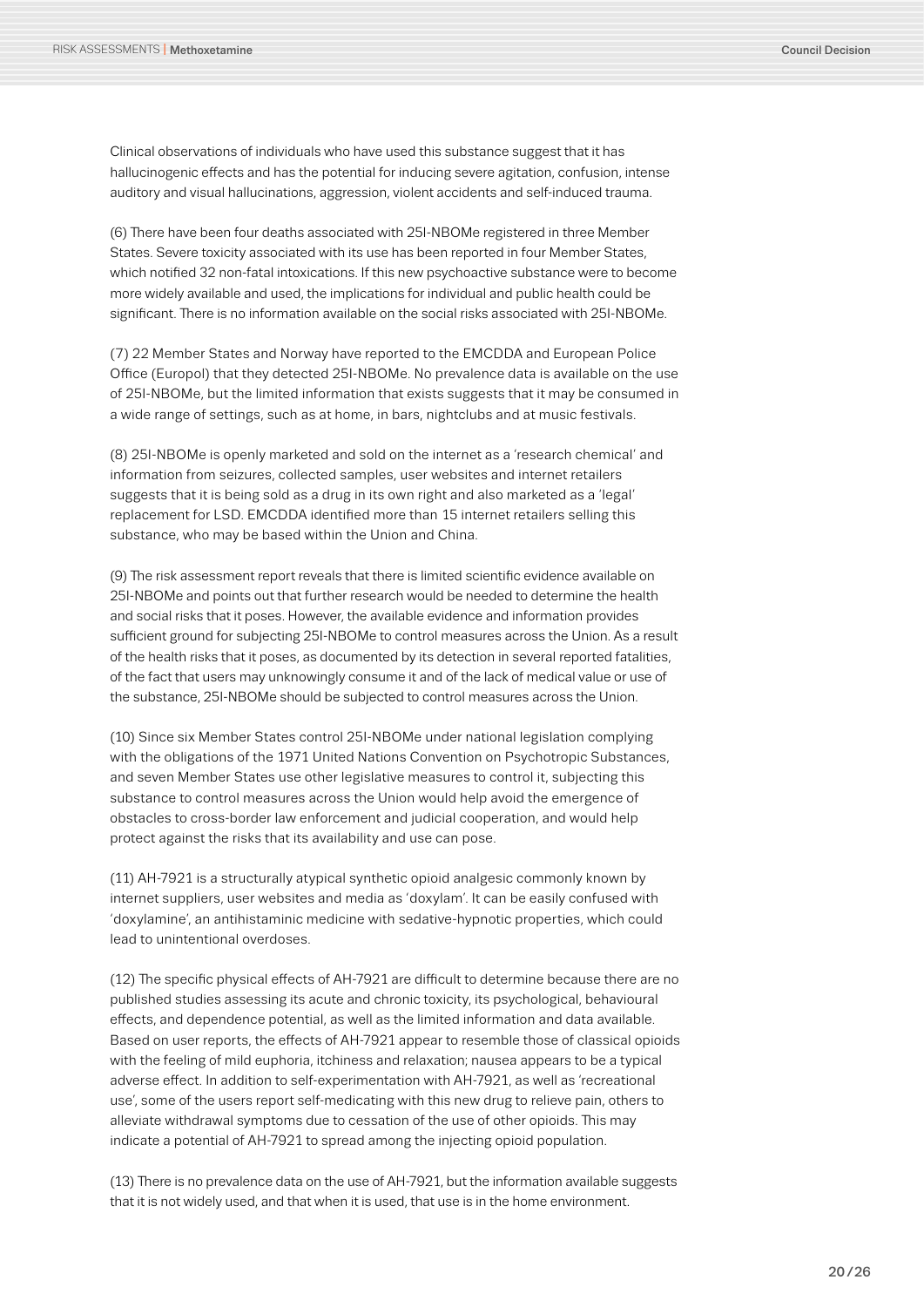Clinical observations of individuals who have used this substance suggest that it has hallucinogenic effects and has the potential for inducing severe agitation, confusion, intense auditory and visual hallucinations, aggression, violent accidents and self-induced trauma.

(6) There have been four deaths associated with 25I-NBOMe registered in three Member States. Severe toxicity associated with its use has been reported in four Member States, which notified 32 non-fatal intoxications. If this new psychoactive substance were to become more widely available and used, the implications for individual and public health could be significant. There is no information available on the social risks associated with 25I-NBOMe.

(7) 22 Member States and Norway have reported to the EMCDDA and European Police Office (Europol) that they detected 25I-NBOMe. No prevalence data is available on the use of 25I-NBOMe, but the limited information that exists suggests that it may be consumed in a wide range of settings, such as at home, in bars, nightclubs and at music festivals.

(8) 25I-NBOMe is openly marketed and sold on the internet as a 'research chemical' and information from seizures, collected samples, user websites and internet retailers suggests that it is being sold as a drug in its own right and also marketed as a 'legal' replacement for LSD. EMCDDA identified more than 15 internet retailers selling this substance, who may be based within the Union and China.

(9) The risk assessment report reveals that there is limited scientific evidence available on 25I-NBOMe and points out that further research would be needed to determine the health and social risks that it poses. However, the available evidence and information provides sufficient ground for subjecting 25I-NBOMe to control measures across the Union. As a result of the health risks that it poses, as documented by its detection in several reported fatalities, of the fact that users may unknowingly consume it and of the lack of medical value or use of the substance, 25I-NBOMe should be subjected to control measures across the Union.

(10) Since six Member States control 25I-NBOMe under national legislation complying with the obligations of the 1971 United Nations Convention on Psychotropic Substances, and seven Member States use other legislative measures to control it, subjecting this substance to control measures across the Union would help avoid the emergence of obstacles to cross-border law enforcement and judicial cooperation, and would help protect against the risks that its availability and use can pose.

(11) AH-7921 is a structurally atypical synthetic opioid analgesic commonly known by internet suppliers, user websites and media as 'doxylam'. It can be easily confused with 'doxylamine', an antihistaminic medicine with sedative-hypnotic properties, which could lead to unintentional overdoses.

(12) The specific physical effects of AH-7921 are difficult to determine because there are no published studies assessing its acute and chronic toxicity, its psychological, behavioural effects, and dependence potential, as well as the limited information and data available. Based on user reports, the effects of AH-7921 appear to resemble those of classical opioids with the feeling of mild euphoria, itchiness and relaxation; nausea appears to be a typical adverse effect. In addition to self-experimentation with AH-7921, as well as 'recreational use', some of the users report self-medicating with this new drug to relieve pain, others to alleviate withdrawal symptoms due to cessation of the use of other opioids. This may indicate a potential of AH-7921 to spread among the injecting opioid population.

(13) There is no prevalence data on the use of AH-7921, but the information available suggests that it is not widely used, and that when it is used, that use is in the home environment.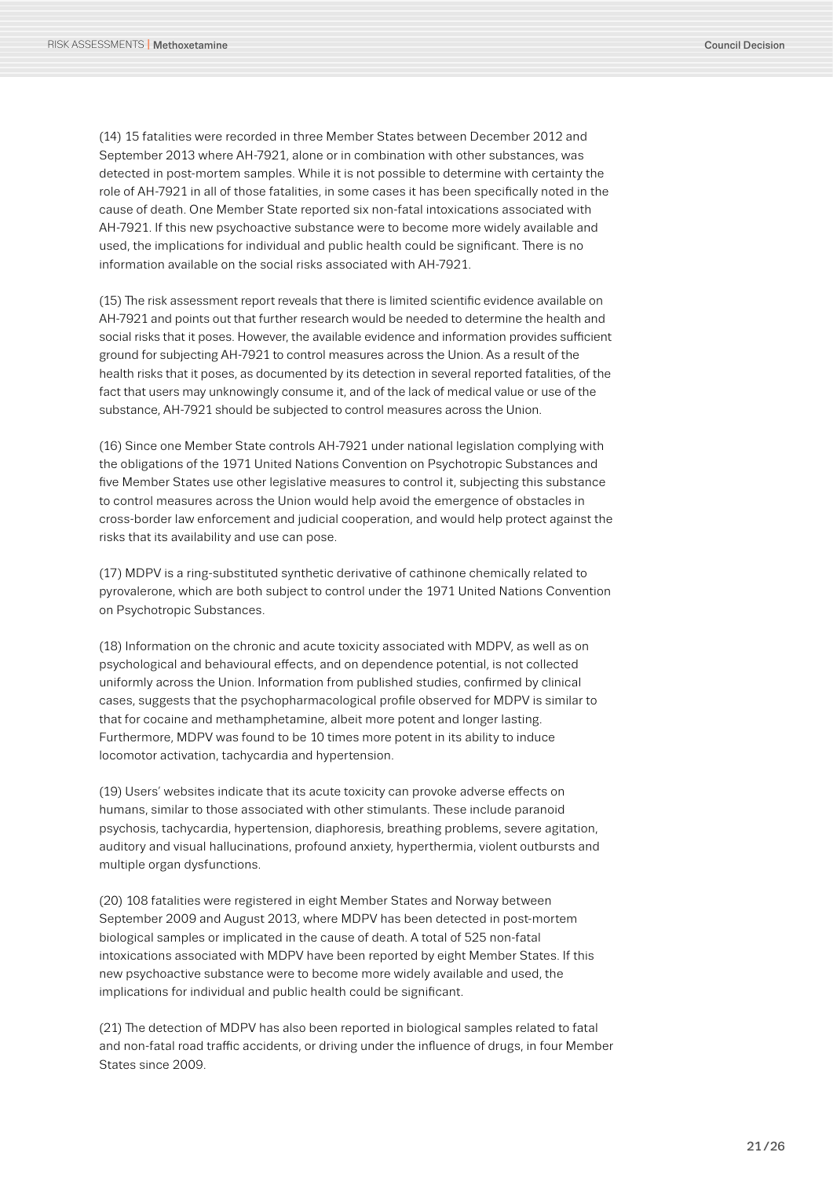(14) 15 fatalities were recorded in three Member States between December 2012 and September 2013 where AH-7921, alone or in combination with other substances, was detected in post-mortem samples. While it is not possible to determine with certainty the role of AH-7921 in all of those fatalities, in some cases it has been specifically noted in the cause of death. One Member State reported six non-fatal intoxications associated with AH-7921. If this new psychoactive substance were to become more widely available and used, the implications for individual and public health could be significant. There is no information available on the social risks associated with AH-7921.

(15) The risk assessment report reveals that there is limited scientific evidence available on AH-7921 and points out that further research would be needed to determine the health and social risks that it poses. However, the available evidence and information provides sufficient ground for subjecting AH-7921 to control measures across the Union. As a result of the health risks that it poses, as documented by its detection in several reported fatalities, of the fact that users may unknowingly consume it, and of the lack of medical value or use of the substance, AH-7921 should be subjected to control measures across the Union.

(16) Since one Member State controls AH-7921 under national legislation complying with the obligations of the 1971 United Nations Convention on Psychotropic Substances and five Member States use other legislative measures to control it, subjecting this substance to control measures across the Union would help avoid the emergence of obstacles in cross-border law enforcement and judicial cooperation, and would help protect against the risks that its availability and use can pose.

(17) MDPV is a ring-substituted synthetic derivative of cathinone chemically related to pyrovalerone, which are both subject to control under the 1971 United Nations Convention on Psychotropic Substances.

(18) Information on the chronic and acute toxicity associated with MDPV, as well as on psychological and behavioural effects, and on dependence potential, is not collected uniformly across the Union. Information from published studies, confirmed by clinical cases, suggests that the psychopharmacological profile observed for MDPV is similar to that for cocaine and methamphetamine, albeit more potent and longer lasting. Furthermore, MDPV was found to be 10 times more potent in its ability to induce locomotor activation, tachycardia and hypertension.

(19) Users' websites indicate that its acute toxicity can provoke adverse effects on humans, similar to those associated with other stimulants. These include paranoid psychosis, tachycardia, hypertension, diaphoresis, breathing problems, severe agitation, auditory and visual hallucinations, profound anxiety, hyperthermia, violent outbursts and multiple organ dysfunctions.

(20) 108 fatalities were registered in eight Member States and Norway between September 2009 and August 2013, where MDPV has been detected in post-mortem biological samples or implicated in the cause of death. A total of 525 non-fatal intoxications associated with MDPV have been reported by eight Member States. If this new psychoactive substance were to become more widely available and used, the implications for individual and public health could be significant.

(21) The detection of MDPV has also been reported in biological samples related to fatal and non-fatal road traffic accidents, or driving under the influence of drugs, in four Member States since 2009.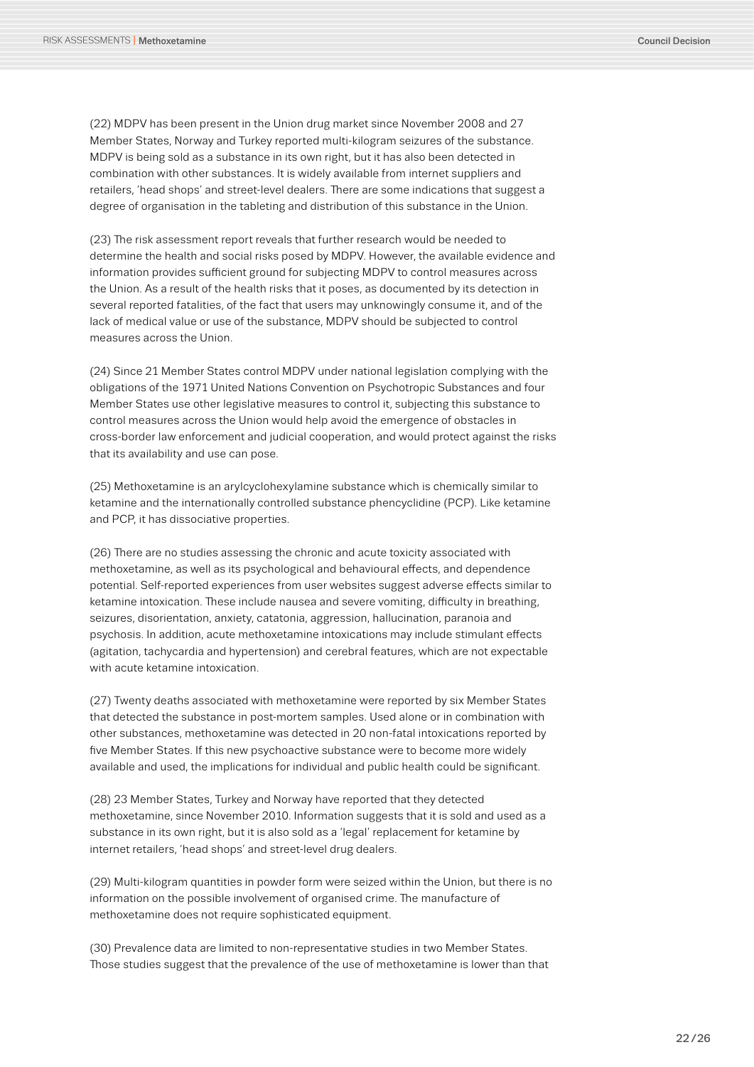(22) MDPV has been present in the Union drug market since November 2008 and 27 Member States, Norway and Turkey reported multi-kilogram seizures of the substance. MDPV is being sold as a substance in its own right, but it has also been detected in combination with other substances. It is widely available from internet suppliers and retailers, 'head shops' and street-level dealers. There are some indications that suggest a degree of organisation in the tableting and distribution of this substance in the Union.

(23) The risk assessment report reveals that further research would be needed to determine the health and social risks posed by MDPV. However, the available evidence and information provides sufficient ground for subjecting MDPV to control measures across the Union. As a result of the health risks that it poses, as documented by its detection in several reported fatalities, of the fact that users may unknowingly consume it, and of the lack of medical value or use of the substance, MDPV should be subjected to control measures across the Union.

(24) Since 21 Member States control MDPV under national legislation complying with the obligations of the 1971 United Nations Convention on Psychotropic Substances and four Member States use other legislative measures to control it, subjecting this substance to control measures across the Union would help avoid the emergence of obstacles in cross-border law enforcement and judicial cooperation, and would protect against the risks that its availability and use can pose.

(25) Methoxetamine is an arylcyclohexylamine substance which is chemically similar to ketamine and the internationally controlled substance phencyclidine (PCP). Like ketamine and PCP, it has dissociative properties.

(26) There are no studies assessing the chronic and acute toxicity associated with methoxetamine, as well as its psychological and behavioural effects, and dependence potential. Self-reported experiences from user websites suggest adverse effects similar to ketamine intoxication. These include nausea and severe vomiting, difficulty in breathing, seizures, disorientation, anxiety, catatonia, aggression, hallucination, paranoia and psychosis. In addition, acute methoxetamine intoxications may include stimulant effects (agitation, tachycardia and hypertension) and cerebral features, which are not expectable with acute ketamine intoxication.

(27) Twenty deaths associated with methoxetamine were reported by six Member States that detected the substance in post-mortem samples. Used alone or in combination with other substances, methoxetamine was detected in 20 non-fatal intoxications reported by five Member States. If this new psychoactive substance were to become more widely available and used, the implications for individual and public health could be significant.

(28) 23 Member States, Turkey and Norway have reported that they detected methoxetamine, since November 2010. Information suggests that it is sold and used as a substance in its own right, but it is also sold as a 'legal' replacement for ketamine by internet retailers, 'head shops' and street-level drug dealers.

(29) Multi-kilogram quantities in powder form were seized within the Union, but there is no information on the possible involvement of organised crime. The manufacture of methoxetamine does not require sophisticated equipment.

(30) Prevalence data are limited to non-representative studies in two Member States. Those studies suggest that the prevalence of the use of methoxetamine is lower than that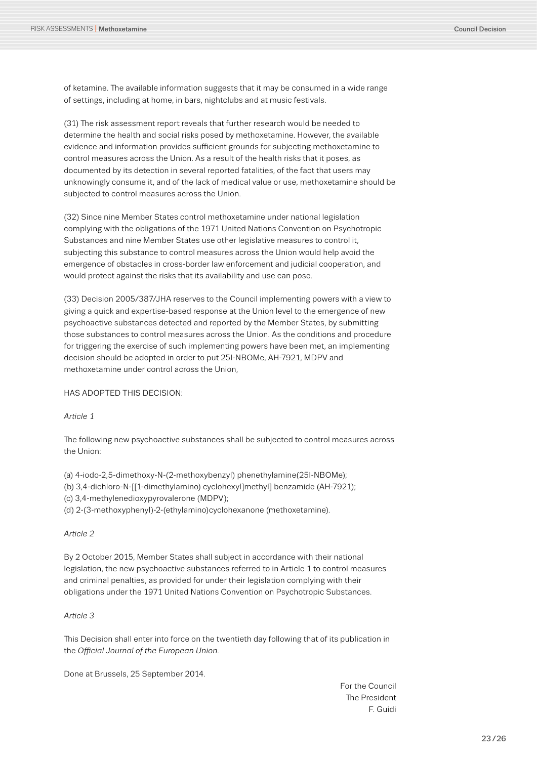of ketamine. The available information suggests that it may be consumed in a wide range of settings, including at home, in bars, nightclubs and at music festivals.

(31) The risk assessment report reveals that further research would be needed to determine the health and social risks posed by methoxetamine. However, the available evidence and information provides sufficient grounds for subjecting methoxetamine to control measures across the Union. As a result of the health risks that it poses, as documented by its detection in several reported fatalities, of the fact that users may unknowingly consume it, and of the lack of medical value or use, methoxetamine should be subjected to control measures across the Union.

(32) Since nine Member States control methoxetamine under national legislation complying with the obligations of the 1971 United Nations Convention on Psychotropic Substances and nine Member States use other legislative measures to control it, subjecting this substance to control measures across the Union would help avoid the emergence of obstacles in cross-border law enforcement and judicial cooperation, and would protect against the risks that its availability and use can pose.

(33) Decision 2005/387/JHA reserves to the Council implementing powers with a view to giving a quick and expertise-based response at the Union level to the emergence of new psychoactive substances detected and reported by the Member States, by submitting those substances to control measures across the Union. As the conditions and procedure for triggering the exercise of such implementing powers have been met, an implementing decision should be adopted in order to put 25I-NBOMe, AH-7921, MDPV and methoxetamine under control across the Union,

HAS ADOPTED THIS DECISION:

*Article 1*

The following new psychoactive substances shall be subjected to control measures across the Union:

(a) 4-iodo-2,5-dimethoxy-N-(2-methoxybenzyl) phenethylamine(25I-NBOMe);
(b) 3,4-dichloro-N-[[1-dimethylamino) cyclohexyl]methyl] benzamide (AH-7921);
(c) 3,4-methylenedioxypyrovalerone (MDPV);
(d) 2-(3-methoxyphenyl)-2-(ethylamino)cyclohexanone (methoxetamine).

*Article 2*

By 2 October 2015, Member States shall subject in accordance with their national legislation, the new psychoactive substances referred to in Article 1 to control measures and criminal penalties, as provided for under their legislation complying with their obligations under the 1971 United Nations Convention on Psychotropic Substances.

*Article 3*

This Decision shall enter into force on the twentieth day following that of its publication in the *Official Journal of the European Union*.

Done at Brussels, 25 September 2014.

For the Council
The President
F. Guidi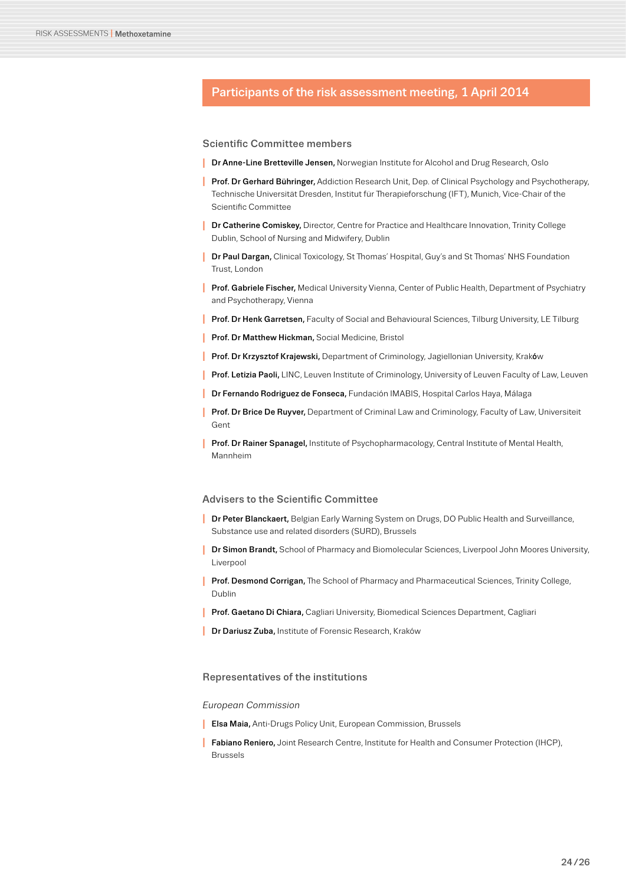## Participants of the risk assessment meeting, 1 April 2014

### Scientific Committee members

- **Dr Anne-Line Bretteville Jensen,** Norwegian Institute for Alcohol and Drug Research, Oslo
- **Prof. Dr Gerhard Bühringer,** Addiction Research Unit, Dep. of Clinical Psychology and Psychotherapy, Technische Universitat Dresden, Institut fur Therapieforschung (IFT), Munich, Vice-Chair of the Scientific Committee
- **Dr Catherine Comiskey,** Director, Centre for Practice and Healthcare Innovation, Trinity College Dublin, School of Nursing and Midwifery, Dublin
- **Dr Paul Dargan,** Clinical Toxicology, St Thomas' Hospital, Guy's and St Thomas' NHS Foundation Trust, London
- **Prof. Gabriele Fischer,** Medical University Vienna, Center of Public Health, Department of Psychiatry and Psychotherapy, Vienna
- **Prof. Dr Henk Garretsen,** Faculty of Social and Behavioural Sciences, Tilburg University, LE Tilburg
- **Prof. Dr Matthew Hickman,** Social Medicine, Bristol
- **Prof. Dr Krzysztof Krajewski,** Department of Criminology, Jagiellonian University, Kraków
- **Prof. Letizia Paoli,** LINC, Leuven Institute of Criminology, University of Leuven Faculty of Law, Leuven
- **Dr Fernando Rodriguez de Fonseca,** Fundación IMABIS, Hospital Carlos Haya, Málaga
- **Prof. Dr Brice De Ruyver,** Department of Criminal Law and Criminology, Faculty of Law, Universiteit Gent
- **Prof. Dr Rainer Spanagel,** Institute of Psychopharmacology, Central Institute of Mental Health, Mannheim

### Advisers to the Scientific Committee

- **Dr Peter Blanckaert,** Belgian Early Warning System on Drugs, DO Public Health and Surveillance, Substance use and related disorders (SURD), Brussels
- **Dr Simon Brandt,** School of Pharmacy and Biomolecular Sciences, Liverpool John Moores University, Liverpool
- **Prof. Desmond Corrigan,** The School of Pharmacy and Pharmaceutical Sciences, Trinity College, Dublin
- **Prof. Gaetano Di Chiara,** Cagliari University, Biomedical Sciences Department, Cagliari
- **Dr Dariusz Zuba,** Institute of Forensic Research, Kraków

### Representatives of the institutions

*European Commission*

- **Elsa Maia,** Anti-Drugs Policy Unit, European Commission, Brussels
- **Fabiano Reniero,** Joint Research Centre, Institute for Health and Consumer Protection (IHCP), Brussels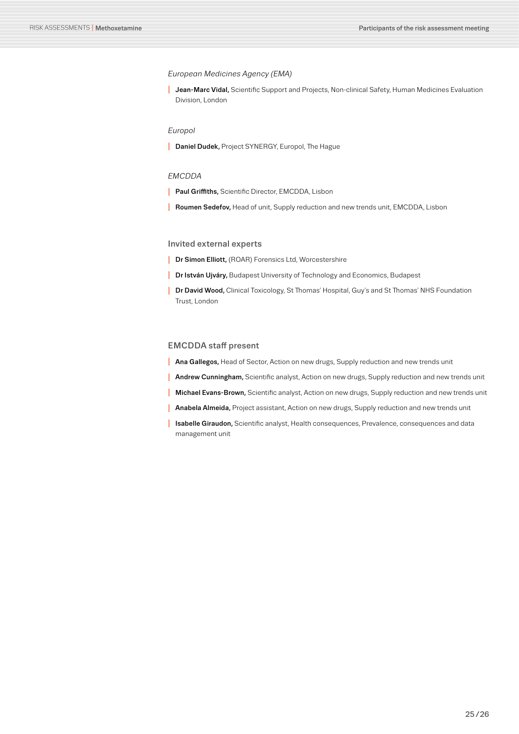*European Medicines Agency (EMA)*

- **Jean-Marc Vidal,** Scientific Support and Projects, Non-clinical Safety, Human Medicines Evaluation Division, London

*Europol*

- **Daniel Dudek,** Project SYNERGY, Europol, The Hague

*EMCDDA*

- **Paul Griffiths,** Scientific Director, EMCDDA, Lisbon
- **Roumen Sedefov,** Head of unit, Supply reduction and new trends unit, EMCDDA, Lisbon

### Invited external experts

- **Dr Simon Elliott,** (ROAR) Forensics Ltd, Worcestershire
- **Dr István Ujváry,** Budapest University of Technology and Economics, Budapest
- **Dr David Wood,** Clinical Toxicology, St Thomas' Hospital, Guy's and St Thomas' NHS Foundation Trust, London

### EMCDDA staff present

- **Ana Gallegos,** Head of Sector, Action on new drugs, Supply reduction and new trends unit
- **Andrew Cunningham,** Scientific analyst, Action on new drugs, Supply reduction and new trends unit
- **Michael Evans-Brown,** Scientific analyst, Action on new drugs, Supply reduction and new trends unit
- **Anabela Almeida,** Project assistant, Action on new drugs, Supply reduction and new trends unit
- **Isabelle Giraudon,** Scientific analyst, Health consequences, Prevalence, consequences and data management unit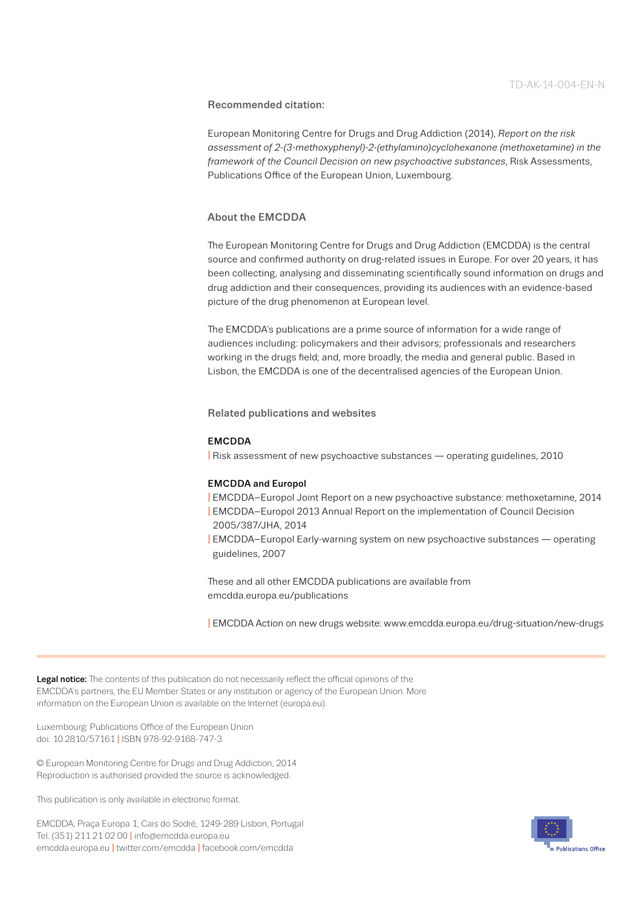TD-AK-14-004-EN-N

**Recommended citation:**

European Monitoring Centre for Drugs and Drug Addiction (2014), *Report on the risk assessment of 2-(3-methoxyphenyl)-2-(ethylamino)cyclohexanone (methoxetamine) in the framework of the Council Decision on new psychoactive substances*, Risk Assessments, Publications Office of the European Union, Luxembourg.

## About the EMCDDA

The European Monitoring Centre for Drugs and Drug Addiction (EMCDDA) is the central source and confirmed authority on drug-related issues in Europe. For over 20 years, it has been collecting, analysing and disseminating scientifically sound information on drugs and drug addiction and their consequences, providing its audiences with an evidence-based picture of the drug phenomenon at European level.

The EMCDDA's publications are a prime source of information for a wide range of audiences including: policymakers and their advisors; professionals and researchers working in the drugs field; and, more broadly, the media and general public. Based in Lisbon, the EMCDDA is one of the decentralised agencies of the European Union.

## Related publications and websites

**EMCDDA**

- Risk assessment of new psychoactive substances — operating guidelines, 2010

**EMCDDA and Europol**

- EMCDDA–Europol Joint Report on a new psychoactive substance: methoxetamine, 2014
- EMCDDA–Europol 2013 Annual Report on the implementation of Council Decision 2005/387/JHA, 2014
- EMCDDA–Europol Early-warning system on new psychoactive substances — operating guidelines, 2007

These and all other EMCDDA publications are available from emcdda.europa.eu/publications

- EMCDDA Action on new drugs website: www.emcdda.europa.eu/drug-situation/new-drugs

**Legal notice:** The contents of this publication do not necessarily reflect the official opinions of the EMCDDA's partners, the EU Member States or any institution or agency of the European Union. More information on the European Union is available on the Internet (europa.eu).

Luxembourg: Publications Office of the European Union
doi: 10.2810/57161 | ISBN 978-92-9168-747-3

© European Monitoring Centre for Drugs and Drug Addiction, 2014
Reproduction is authorised provided the source is acknowledged.

This publication is only available in electronic format.

EMCDDA, Praça Europa 1, Cais do Sodré, 1249-289 Lisbon, Portugal
Tel. (351) 211 21 02 00 | info@emcdda.europa.eu
emcdda.europa.eu | twitter.com/emcdda | facebook.com/emcdda

Publications Office